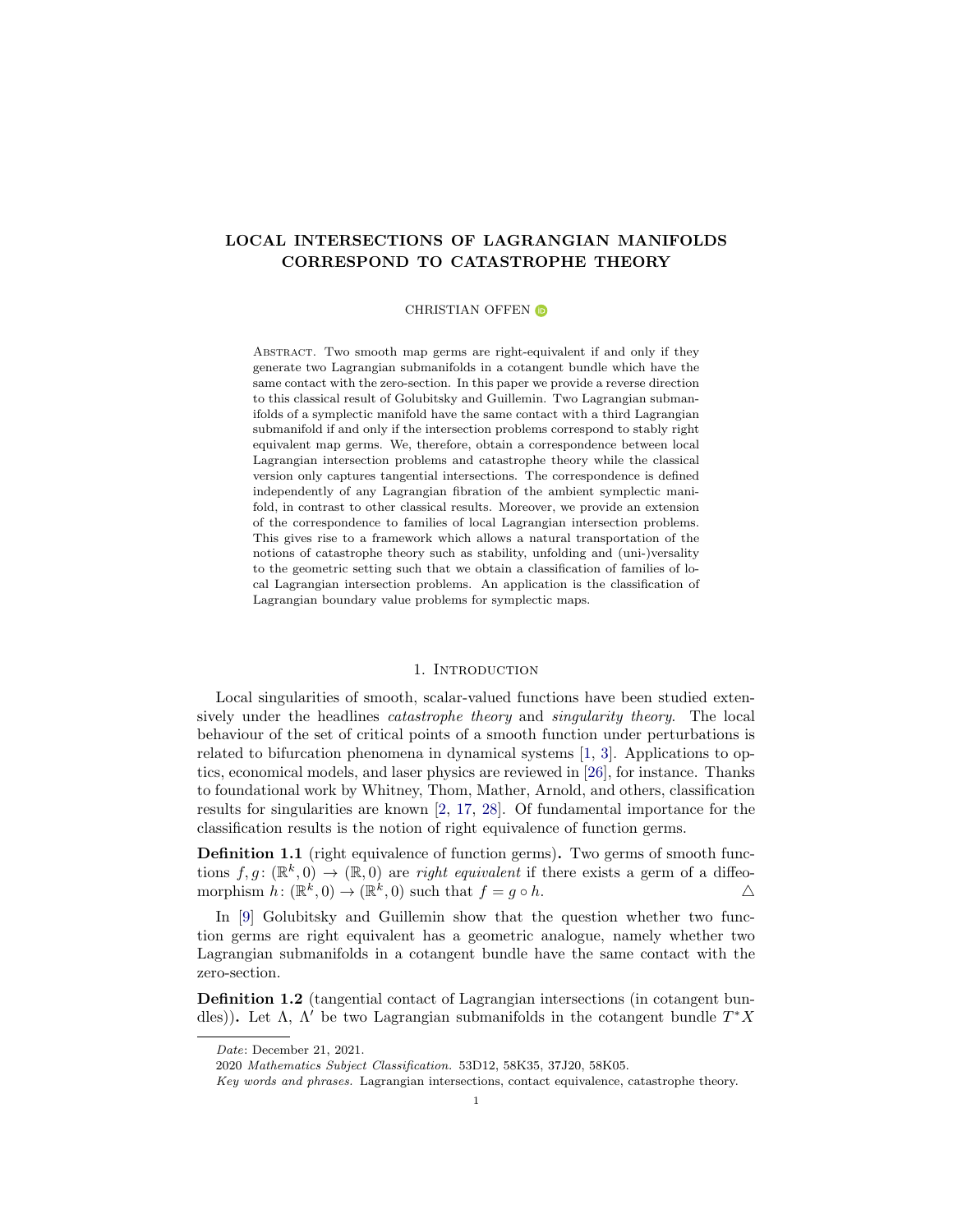# LOCAL INTERSECTIONS OF LAGRANGIAN MANIFOLDS CORRESPOND TO CATASTROPHE THEORY

CHRISTIAN OFFEN

Abstract. Two smooth map germs are right-equivalent if and only if they generate two Lagrangian submanifolds in a cotangent bundle which have the same contact with the zero-section. In this paper we provide a reverse direction to this classical result of Golubitsky and Guillemin. Two Lagrangian submanifolds of a symplectic manifold have the same contact with a third Lagrangian submanifold if and only if the intersection problems correspond to stably right equivalent map germs. We, therefore, obtain a correspondence between local Lagrangian intersection problems and catastrophe theory while the classical version only captures tangential intersections. The correspondence is defined independently of any Lagrangian fibration of the ambient symplectic manifold, in contrast to other classical results. Moreover, we provide an extension of the correspondence to families of local Lagrangian intersection problems. This gives rise to a framework which allows a natural transportation of the notions of catastrophe theory such as stability, unfolding and (uni-)versality to the geometric setting such that we obtain a classification of families of local Lagrangian intersection problems. An application is the classification of Lagrangian boundary value problems for symplectic maps.

## 1. Introduction

Local singularities of smooth, scalar-valued functions have been studied extensively under the headlines *catastrophe theory* and *singularity theory*. The local behaviour of the set of critical points of a smooth function under perturbations is related to bifurcation phenomena in dynamical systems [1, 3]. Applications to optics, economical models, and laser physics are reviewed in [26], for instance. Thanks to foundational work by Whitney, Thom, Mather, Arnold, and others, classification results for singularities are known [2, 17, 28]. Of fundamental importance for the classification results is the notion of right equivalence of function germs.

**Definition 1.1** (right equivalence of function germs)**.** Two germs of smooth functions $f, g\colon (\mathbb{R}^k, 0) \to (\mathbb{R}, 0)$ are *right equivalent* if there exists a germ of a diffeomorphism $h\colon (\mathbb{R}^k, 0) \to (\mathbb{R}^k, 0)$ such that $f = g \circ h$. $\triangle$

In [9] Golubitsky and Guillemin show that the question whether two function germs are right equivalent has a geometric analogue, namely whether two Lagrangian submanifolds in a cotangent bundle have the same contact with the zero-section.

**Definition 1.2** (tangential contact of Lagrangian intersections (in cotangent bundles))**.** Let $\Lambda$, $\Lambda'$ be two Lagrangian submanifolds in the cotangent bundle $T^*X$

---

*Date*: December 21, 2021.

2020 *Mathematics Subject Classification.* 53D12, 58K35, 37J20, 58K05.

*Key words and phrases.* Lagrangian intersections, contact equivalence, catastrophe theory.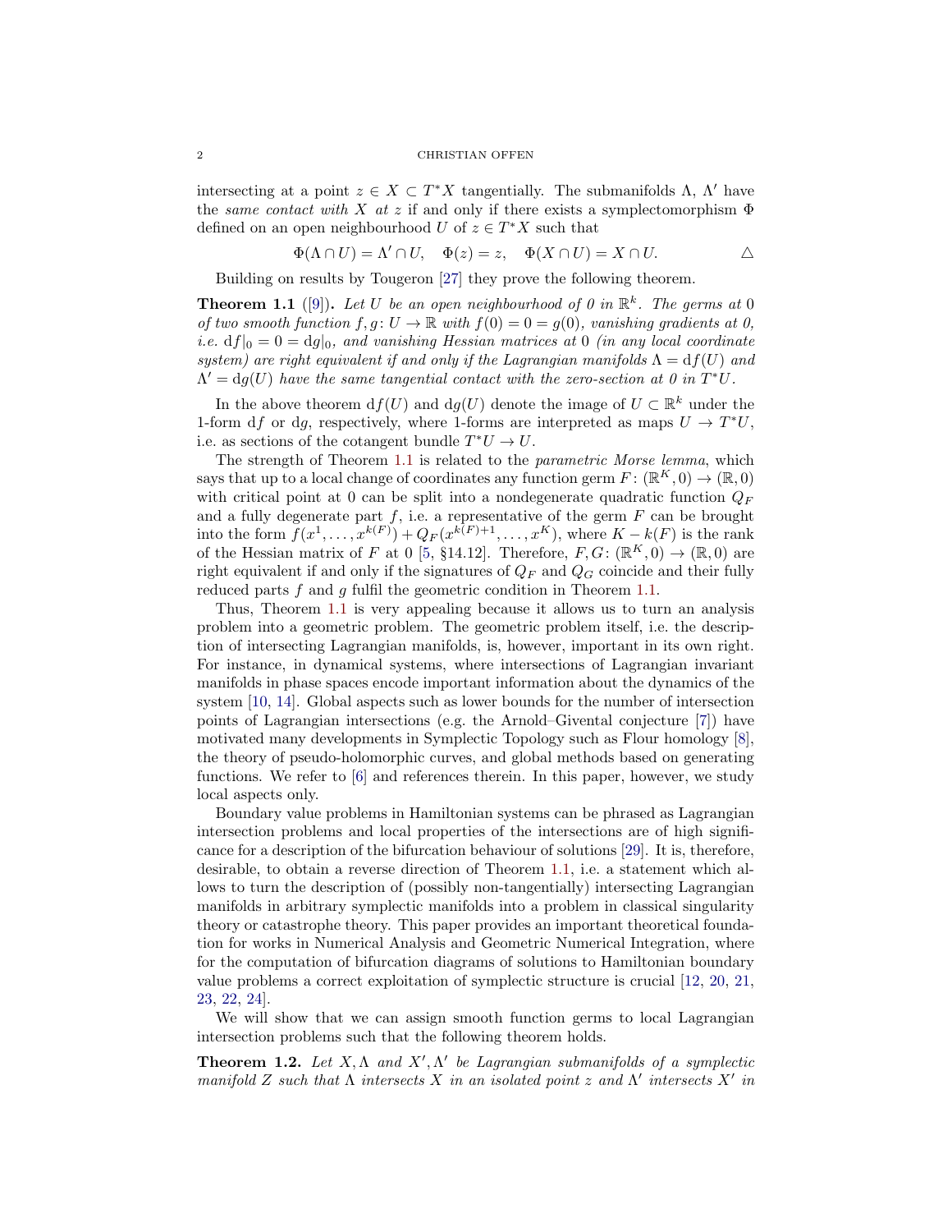intersecting at a point $z \in X \subset T^*X$ tangentially. The submanifolds $\Lambda$, $\Lambda'$ have the *same contact with* $X$ *at* $z$ if and only if there exists a symplectomorphism $\Phi$ defined on an open neighbourhood $U$ of $z \in T^*X$ such that

$$\Phi(\Lambda \cap U) = \Lambda' \cap U, \quad \Phi(z) = z, \quad \Phi(X \cap U) = X \cap U. \qquad \triangle$$

Building on results by Tougeron [27] they prove the following theorem.

**Theorem 1.1** ([9]). *Let $U$ be an open neighbourhood of 0 in $\mathbb{R}^k$. The germs at 0 of two smooth function $f, g \colon U \to \mathbb{R}$ with $f(0) = 0 = g(0)$, vanishing gradients at 0, i.e. $\mathrm{d}f|_0 = 0 = \mathrm{d}g|_0$, and vanishing Hessian matrices at 0 (in any local coordinate system) are right equivalent if and only if the Lagrangian manifolds $\Lambda = \mathrm{d}f(U)$ and $\Lambda' = \mathrm{d}g(U)$ have the same tangential contact with the zero-section at 0 in $T^*U$.*

In the above theorem $\mathrm{d}f(U)$ and $\mathrm{d}g(U)$ denote the image of $U \subset \mathbb{R}^k$ under the 1-form $\mathrm{d}f$ or $\mathrm{d}g$, respectively, where 1-forms are interpreted as maps $U \to T^*U$, i.e. as sections of the cotangent bundle $T^*U \to U$.

The strength of Theorem 1.1 is related to the *parametric Morse lemma*, which says that up to a local change of coordinates any function germ $F \colon (\mathbb{R}^K, 0) \to (\mathbb{R}, 0)$ with critical point at 0 can be split into a nondegenerate quadratic function $Q_F$ and a fully degenerate part $f$, i.e. a representative of the germ $F$ can be brought into the form $f(x^1, \ldots, x^{k(F)}) + Q_F(x^{k(F)+1}, \ldots, x^K)$, where $K - k(F)$ is the rank of the Hessian matrix of $F$ at 0 [5, §14.12]. Therefore, $F, G \colon (\mathbb{R}^K, 0) \to (\mathbb{R}, 0)$ are right equivalent if and only if the signatures of $Q_F$ and $Q_G$ coincide and their fully reduced parts $f$ and $g$ fulfil the geometric condition in Theorem 1.1.

Thus, Theorem 1.1 is very appealing because it allows us to turn an analysis problem into a geometric problem. The geometric problem itself, i.e. the description of intersecting Lagrangian manifolds, is, however, important in its own right. For instance, in dynamical systems, where intersections of Lagrangian invariant manifolds in phase spaces encode important information about the dynamics of the system [10, 14]. Global aspects such as lower bounds for the number of intersection points of Lagrangian intersections (e.g. the Arnold–Givental conjecture [7]) have motivated many developments in Symplectic Topology such as Flour homology [8], the theory of pseudo-holomorphic curves, and global methods based on generating functions. We refer to [6] and references therein. In this paper, however, we study local aspects only.

Boundary value problems in Hamiltonian systems can be phrased as Lagrangian intersection problems and local properties of the intersections are of high significance for a description of the bifurcation behaviour of solutions [29]. It is, therefore, desirable, to obtain a reverse direction of Theorem 1.1, i.e. a statement which allows to turn the description of (possibly non-tangentially) intersecting Lagrangian manifolds in arbitrary symplectic manifolds into a problem in classical singularity theory or catastrophe theory. This paper provides an important theoretical foundation for works in Numerical Analysis and Geometric Numerical Integration, where for the computation of bifurcation diagrams of solutions to Hamiltonian boundary value problems a correct exploitation of symplectic structure is crucial [12, 20, 21, 23, 22, 24].

We will show that we can assign smooth function germs to local Lagrangian intersection problems such that the following theorem holds.

**Theorem 1.2.** *Let $X, \Lambda$ and $X', \Lambda'$ be Lagrangian submanifolds of a symplectic manifold $Z$ such that $\Lambda$ intersects $X$ in an isolated point $z$ and $\Lambda'$ intersects $X'$ in*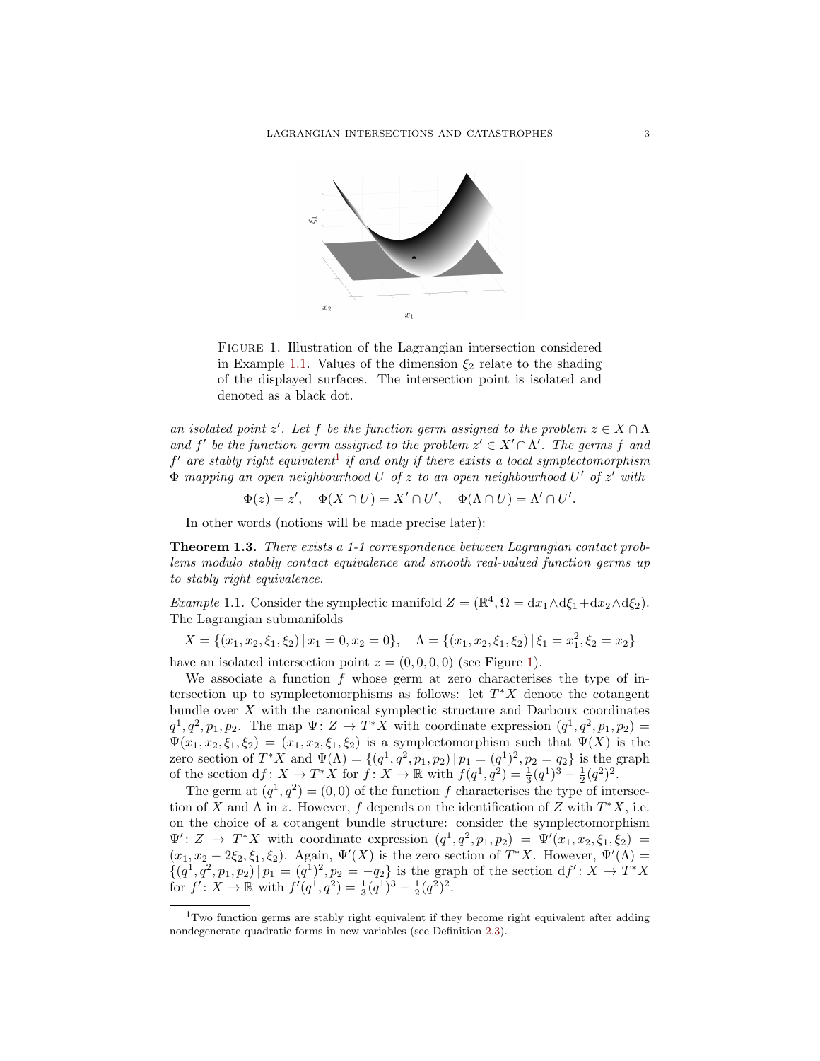FIGURE 1. Illustration of the Lagrangian intersection considered in Example 1.1. Values of the dimension $\xi_2$ relate to the shading of the displayed surfaces. The intersection point is isolated and denoted as a black dot.

*an isolated point $z'$. Let $f$ be the function germ assigned to the problem $z \in X \cap \Lambda$ and $f'$ be the function germ assigned to the problem $z' \in X' \cap \Lambda'$. The germs $f$ and $f'$ are stably right equivalent*[1] *if and only if there exists a local symplectomorphism $\Phi$ mapping an open neighbourhood $U$ of $z$ to an open neighbourhood $U'$ of $z'$ with*

$$\Phi(z) = z', \quad \Phi(X \cap U) = X' \cap U', \quad \Phi(\Lambda \cap U) = \Lambda' \cap U'.$$

In other words (notions will be made precise later):

**Theorem 1.3.** *There exists a 1-1 correspondence between Lagrangian contact problems modulo stably contact equivalence and smooth real-valued function germs up to stably right equivalence.*

*Example* 1.1. Consider the symplectic manifold $Z = (\mathbb{R}^4, \Omega = \mathrm{d}x_1 \wedge \mathrm{d}\xi_1 + \mathrm{d}x_2 \wedge \mathrm{d}\xi_2)$. The Lagrangian submanifolds

$$X = \{(x_1, x_2, \xi_1, \xi_2) \,|\, x_1 = 0, x_2 = 0\}, \quad \Lambda = \{(x_1, x_2, \xi_1, \xi_2) \,|\, \xi_1 = x_1^2, \xi_2 = x_2\}$$

have an isolated intersection point $z = (0, 0, 0, 0)$ (see Figure 1).

We associate a function $f$ whose germ at zero characterises the type of intersection up to symplectomorphisms as follows: let $T^*X$ denote the cotangent bundle over $X$ with the canonical symplectic structure and Darboux coordinates $q^1, q^2, p_1, p_2$. The map $\Psi \colon Z \to T^*X$ with coordinate expression $(q^1, q^2, p_1, p_2) = \Psi(x_1, x_2, \xi_1, \xi_2) = (x_1, x_2, \xi_1, \xi_2)$ is a symplectomorphism such that $\Psi(X)$ is the zero section of $T^*X$ and $\Psi(\Lambda) = \{(q^1, q^2, p_1, p_2) \,|\, p_1 = (q^1)^2, p_2 = q_2\}$ is the graph of the section $\mathrm{d}f \colon X \to T^*X$ for $f \colon X \to \mathbb{R}$ with $f(q^1, q^2) = \frac{1}{3}(q^1)^3 + \frac{1}{2}(q^2)^2$.

The germ at $(q^1, q^2) = (0, 0)$ of the function $f$ characterises the type of intersection of $X$ and $\Lambda$ in $z$. However, $f$ depends on the identification of $Z$ with $T^*X$, i.e. on the choice of a cotangent bundle structure: consider the symplectomorphism $\Psi' \colon Z \to T^*X$ with coordinate expression $(q^1, q^2, p_1, p_2) = \Psi'(x_1, x_2, \xi_1, \xi_2) = (x_1, x_2 - 2\xi_2, \xi_1, \xi_2)$. Again, $\Psi'(X)$ is the zero section of $T^*X$. However, $\Psi'(\Lambda) = \{(q^1, q^2, p_1, p_2) \,|\, p_1 = (q^1)^2, p_2 = -q_2\}$ is the graph of the section $\mathrm{d}f' \colon X \to T^*X$ for $f' \colon X \to \mathbb{R}$ with $f'(q^1, q^2) = \frac{1}{3}(q^1)^3 - \frac{1}{2}(q^2)^2$.

[1] Two function germs are stably right equivalent if they become right equivalent after adding nondegenerate quadratic forms in new variables (see Definition 2.3).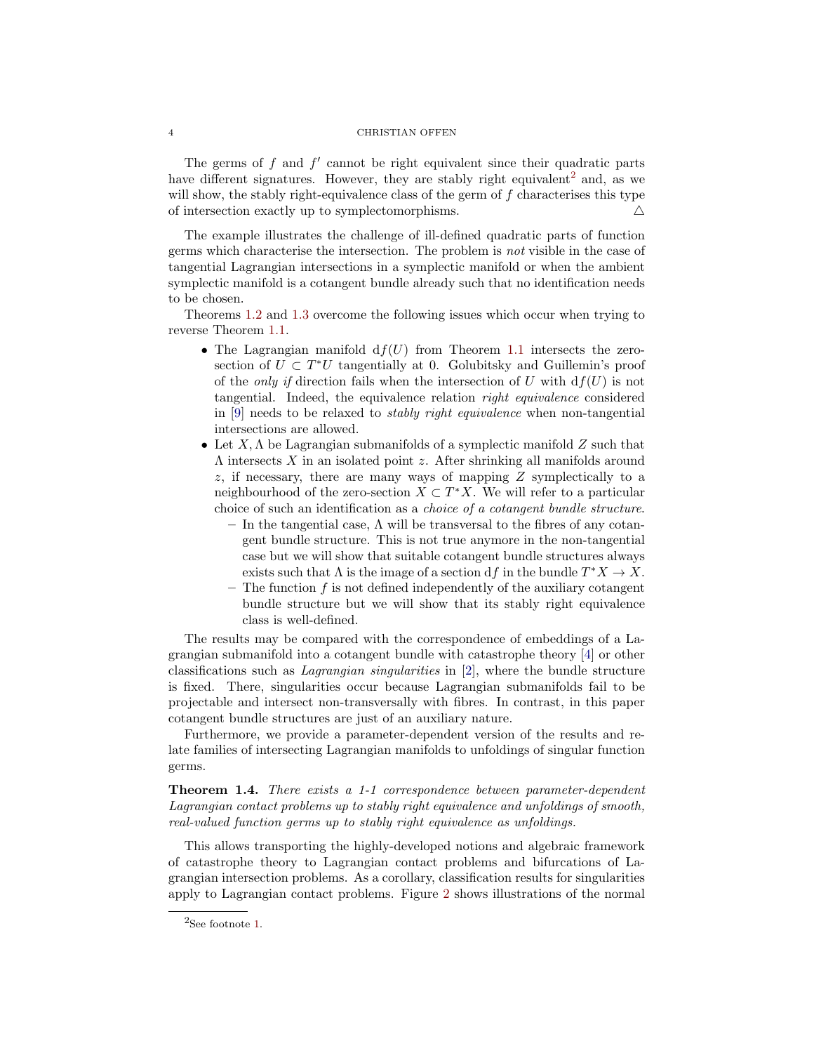The germs of $f$ and $f'$ cannot be right equivalent since their quadratic parts have different signatures. However, they are stably right equivalent[2] and, as we will show, the stably right-equivalence class of the germ of $f$ characterises this type of intersection exactly up to symplectomorphisms. $\triangle$

The example illustrates the challenge of ill-defined quadratic parts of function germs which characterise the intersection. The problem is *not* visible in the case of tangential Lagrangian intersections in a symplectic manifold or when the ambient symplectic manifold is a cotangent bundle already such that no identification needs to be chosen.

Theorems 1.2 and 1.3 overcome the following issues which occur when trying to reverse Theorem 1.1.

- The Lagrangian manifold $\mathrm{d}f(U)$ from Theorem 1.1 intersects the zero-section of $U \subset T^*U$ tangentially at 0. Golubitsky and Guillemin's proof of the *only if* direction fails when the intersection of $U$ with $\mathrm{d}f(U)$ is not tangential. Indeed, the equivalence relation *right equivalence* considered in [9] needs to be relaxed to *stably right equivalence* when non-tangential intersections are allowed.
- Let $X, \Lambda$ be Lagrangian submanifolds of a symplectic manifold $Z$ such that $\Lambda$ intersects $X$ in an isolated point $z$. After shrinking all manifolds around $z$, if necessary, there are many ways of mapping $Z$ symplectically to a neighbourhood of the zero-section $X \subset T^*X$. We will refer to a particular choice of such an identification as a *choice of a cotangent bundle structure*.
  - In the tangential case, $\Lambda$ will be transversal to the fibres of any cotangent bundle structure. This is not true anymore in the non-tangential case but we will show that suitable cotangent bundle structures always exists such that $\Lambda$ is the image of a section $\mathrm{d}f$ in the bundle $T^*X \to X$.
  - The function $f$ is not defined independently of the auxiliary cotangent bundle structure but we will show that its stably right equivalence class is well-defined.

The results may be compared with the correspondence of embeddings of a Lagrangian submanifold into a cotangent bundle with catastrophe theory [4] or other classifications such as *Lagrangian singularities* in [2], where the bundle structure is fixed. There, singularities occur because Lagrangian submanifolds fail to be projectable and intersect non-transversally with fibres. In contrast, in this paper cotangent bundle structures are just of an auxiliary nature.

Furthermore, we provide a parameter-dependent version of the results and relate families of intersecting Lagrangian manifolds to unfoldings of singular function germs.

**Theorem 1.4.** *There exists a 1-1 correspondence between parameter-dependent Lagrangian contact problems up to stably right equivalence and unfoldings of smooth, real-valued function germs up to stably right equivalence as unfoldings.*

This allows transporting the highly-developed notions and algebraic framework of catastrophe theory to Lagrangian contact problems and bifurcations of Lagrangian intersection problems. As a corollary, classification results for singularities apply to Lagrangian contact problems. Figure 2 shows illustrations of the normal

[2] See footnote 1.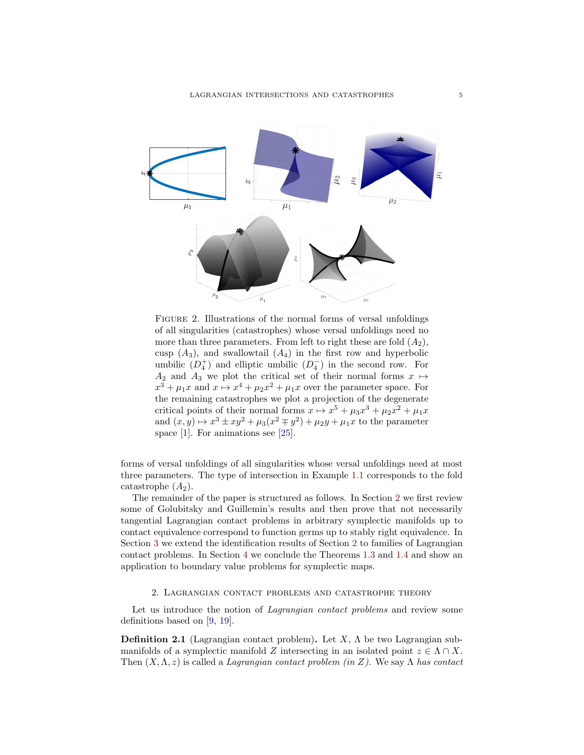Figure 2. Illustrations of the normal forms of versal unfoldings of all singularities (catastrophes) whose versal unfoldings need no more than three parameters. From left to right these are fold ($A_2$), cusp ($A_3$), and swallowtail ($A_4$) in the first row and hyperbolic umbilic ($D_4^+$) and elliptic umbilic ($D_4^-$) in the second row. For $A_2$ and $A_3$ we plot the critical set of their normal forms $x \mapsto x^3 + \mu_1 x$ and $x \mapsto x^4 + \mu_2 x^2 + \mu_1 x$ over the parameter space. For the remaining catastrophes we plot a projection of the degenerate critical points of their normal forms $x \mapsto x^5 + \mu_3 x^3 + \mu_2 x^2 + \mu_1 x$ and $(x, y) \mapsto x^3 \pm xy^2 + \mu_3(x^2 \mp y^2) + \mu_2 y + \mu_1 x$ to the parameter space [1]. For animations see [25].

forms of versal unfoldings of all singularities whose versal unfoldings need at most three parameters. The type of intersection in Example 1.1 corresponds to the fold catastrophe ($A_2$).

The remainder of the paper is structured as follows. In Section 2 we first review some of Golubitsky and Guillemin's results and then prove that not necessarily tangential Lagrangian contact problems in arbitrary symplectic manifolds up to contact equivalence correspond to function germs up to stably right equivalence. In Section 3 we extend the identification results of Section 2 to families of Lagrangian contact problems. In Section 4 we conclude the Theorems 1.3 and 1.4 and show an application to boundary value problems for symplectic maps.

## 2. Lagrangian contact problems and catastrophe theory

Let us introduce the notion of *Lagrangian contact problems* and review some definitions based on [9, 19].

**Definition 2.1** (Lagrangian contact problem)**.** Let $X$, $\Lambda$ be two Lagrangian submanifolds of a symplectic manifold $Z$ intersecting in an isolated point $z \in \Lambda \cap X$. Then $(X, \Lambda, z)$ is called a *Lagrangian contact problem (in $Z$)*. We say $\Lambda$ *has contact*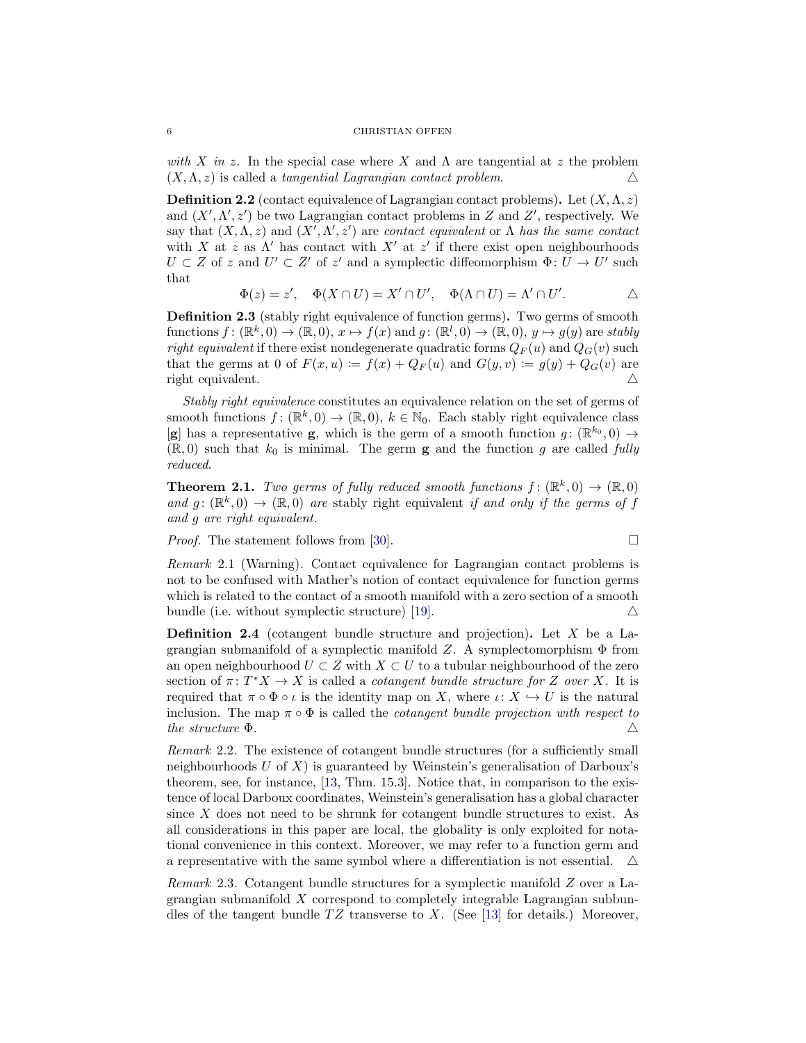*with $X$ in $z$.* In the special case where $X$ and $\Lambda$ are tangential at $z$ the problem $(X, \Lambda, z)$ is called a *tangential Lagrangian contact problem*. △

**Definition 2.2** (contact equivalence of Lagrangian contact problems)**.** Let $(X, \Lambda, z)$ and $(X', \Lambda', z')$ be two Lagrangian contact problems in $Z$ and $Z'$, respectively. We say that $(X, \Lambda, z)$ and $(X', \Lambda', z')$ are *contact equivalent* or *$\Lambda$ has the same contact* with $X$ at $z$ as $\Lambda'$ has contact with $X'$ at $z'$ if there exist open neighbourhoods $U \subset Z$ of $z$ and $U' \subset Z'$ of $z'$ and a symplectic diffeomorphism $\Phi \colon U \to U'$ such that

$$\Phi(z) = z', \quad \Phi(X \cap U) = X' \cap U', \quad \Phi(\Lambda \cap U) = \Lambda' \cap U'. \qquad \triangle$$

**Definition 2.3** (stably right equivalence of function germs)**.** Two germs of smooth functions $f \colon (\mathbb{R}^k, 0) \to (\mathbb{R}, 0)$, $x \mapsto f(x)$ and $g \colon (\mathbb{R}^l, 0) \to (\mathbb{R}, 0)$, $y \mapsto g(y)$ are *stably right equivalent* if there exist nondegenerate quadratic forms $Q_F(u)$ and $Q_G(v)$ such that the germs at 0 of $F(x, u) \coloneqq f(x) + Q_F(u)$ and $G(y, v) \coloneqq g(y) + Q_G(v)$ are right equivalent. △

*Stably right equivalence* constitutes an equivalence relation on the set of germs of smooth functions $f \colon (\mathbb{R}^k, 0) \to (\mathbb{R}, 0)$, $k \in \mathbb{N}_0$. Each stably right equivalence class $[\mathbf{g}]$ has a representative $\mathbf{g}$, which is the germ of a smooth function $g \colon (\mathbb{R}^{k_0}, 0) \to (\mathbb{R}, 0)$ such that $k_0$ is minimal. The germ $\mathbf{g}$ and the function $g$ are called *fully reduced*.

**Theorem 2.1.** *Two germs of fully reduced smooth functions $f \colon (\mathbb{R}^k, 0) \to (\mathbb{R}, 0)$ and $g \colon (\mathbb{R}^k, 0) \to (\mathbb{R}, 0)$ are* stably right equivalent *if and only if the germs of $f$ and $g$ are right equivalent.*

*Proof.* The statement follows from [30]. □

*Remark* 2.1 (Warning). Contact equivalence for Lagrangian contact problems is not to be confused with Mather's notion of contact equivalence for function germs which is related to the contact of a smooth manifold with a zero section of a smooth bundle (i.e. without symplectic structure) [19]. △

**Definition 2.4** (cotangent bundle structure and projection)**.** Let $X$ be a Lagrangian submanifold of a symplectic manifold $Z$. A symplectomorphism $\Phi$ from an open neighbourhood $U \subset Z$ with $X \subset U$ to a tubular neighbourhood of the zero section of $\pi \colon T^*X \to X$ is called a *cotangent bundle structure for $Z$ over $X$*. It is required that $\pi \circ \Phi \circ \iota$ is the identity map on $X$, where $\iota \colon X \hookrightarrow U$ is the natural inclusion. The map $\pi \circ \Phi$ is called the *cotangent bundle projection with respect to the structure $\Phi$*. △

*Remark* 2.2. The existence of cotangent bundle structures (for a sufficiently small neighbourhoods $U$ of $X$) is guaranteed by Weinstein's generalisation of Darboux's theorem, see, for instance, [13, Thm. 15.3]. Notice that, in comparison to the existence of local Darboux coordinates, Weinstein's generalisation has a global character since $X$ does not need to be shrunk for cotangent bundle structures to exist. As all considerations in this paper are local, the globality is only exploited for notational convenience in this context. Moreover, we may refer to a function germ and a representative with the same symbol where a differentiation is not essential. △

*Remark* 2.3. Cotangent bundle structures for a symplectic manifold $Z$ over a Lagrangian submanifold $X$ correspond to completely integrable Lagrangian subbundles of the tangent bundle $TZ$ transverse to $X$. (See [13] for details.) Moreover,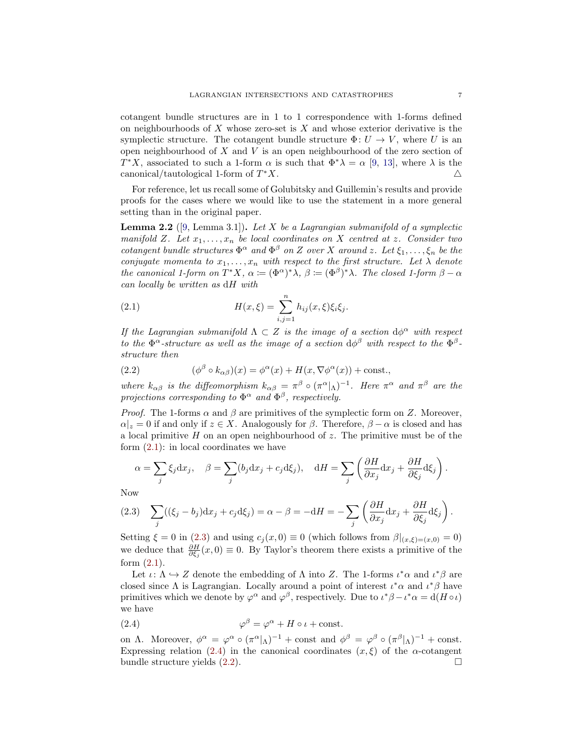cotangent bundle structures are in 1 to 1 correspondence with 1-forms defined on neighbourhoods of $X$ whose zero-set is $X$ and whose exterior derivative is the symplectic structure. The cotangent bundle structure $\Phi\colon U \to V$, where $U$ is an open neighbourhood of $X$ and $V$ is an open neighbourhood of the zero section of $T^*X$, associated to such a 1-form $\alpha$ is such that $\Phi^*\lambda = \alpha$ [9, 13], where $\lambda$ is the canonical/tautological 1-form of $T^*X$. △

For reference, let us recall some of Golubitsky and Guillemin's results and provide proofs for the cases where we would like to use the statement in a more general setting than in the original paper.

**Lemma 2.2** ([9, Lemma 3.1])**.** *Let $X$ be a Lagrangian submanifold of a symplectic manifold $Z$. Let $x_1, \dots, x_n$ be local coordinates on $X$ centred at $z$. Consider two cotangent bundle structures $\Phi^\alpha$ and $\Phi^\beta$ on $Z$ over $X$ around $z$. Let $\xi_1, \dots, \xi_n$ be the conjugate momenta to $x_1, \dots, x_n$ with respect to the first structure. Let $\lambda$ denote the canonical 1-form on $T^*X$, $\alpha \coloneqq (\Phi^\alpha)^*\lambda$, $\beta \coloneqq (\Phi^\beta)^*\lambda$. The closed 1-form $\beta - \alpha$ can locally be written as $\mathrm{d}H$ with*

$$H(x, \xi) = \sum_{i,j=1}^{n} h_{ij}(x, \xi)\xi_i\xi_j. \tag{2.1}$$

*If the Lagrangian submanifold $\Lambda \subset Z$ is the image of a section $\mathrm{d}\phi^\alpha$ with respect to the $\Phi^\alpha$-structure as well as the image of a section $\mathrm{d}\phi^\beta$ with respect to the $\Phi^\beta$-structure then*

$$(\phi^\beta \circ k_{\alpha\beta})(x) = \phi^\alpha(x) + H(x, \nabla\phi^\alpha(x)) + \text{const.}, \tag{2.2}$$

*where $k_{\alpha\beta}$ is the diffeomorphism $k_{\alpha\beta} = \pi^\beta \circ (\pi^\alpha|_\Lambda)^{-1}$. Here $\pi^\alpha$ and $\pi^\beta$ are the projections corresponding to $\Phi^\alpha$ and $\Phi^\beta$, respectively.*

*Proof.* The 1-forms $\alpha$ and $\beta$ are primitives of the symplectic form on $Z$. Moreover, $\alpha|_z = 0$ if and only if $z \in X$. Analogously for $\beta$. Therefore, $\beta - \alpha$ is closed and has a local primitive $H$ on an open neighbourhood of $z$. The primitive must be of the form (2.1): in local coordinates we have

$$\alpha = \sum_j \xi_j \mathrm{d}x_j, \quad \beta = \sum_j (b_j \mathrm{d}x_j + c_j \mathrm{d}\xi_j), \quad \mathrm{d}H = \sum_j \left( \frac{\partial H}{\partial x_j}\mathrm{d}x_j + \frac{\partial H}{\partial \xi_j}\mathrm{d}\xi_j \right).$$

Now

$$\sum_j ((\xi_j - b_j)\mathrm{d}x_j + c_j \mathrm{d}\xi_j) = \alpha - \beta = -\mathrm{d}H = -\sum_j \left( \frac{\partial H}{\partial x_j}\mathrm{d}x_j + \frac{\partial H}{\partial \xi_j}\mathrm{d}\xi_j \right). \tag{2.3}$$

Setting $\xi = 0$ in (2.3) and using $c_j(x, 0) \equiv 0$ (which follows from $\beta|_{(x,\xi)=(x,0)} = 0$) we deduce that $\frac{\partial H}{\partial \xi_j}(x, 0) \equiv 0$. By Taylor's theorem there exists a primitive of the form (2.1).

Let $\iota\colon \Lambda \hookrightarrow Z$ denote the embedding of $\Lambda$ into $Z$. The 1-forms $\iota^*\alpha$ and $\iota^*\beta$ are closed since $\Lambda$ is Lagrangian. Locally around a point of interest $\iota^*\alpha$ and $\iota^*\beta$ have primitives which we denote by $\varphi^\alpha$ and $\varphi^\beta$, respectively. Due to $\iota^*\beta - \iota^*\alpha = \mathrm{d}(H \circ \iota)$ we have

$$\varphi^\beta = \varphi^\alpha + H \circ \iota + \text{const.} \tag{2.4}$$

on $\Lambda$. Moreover, $\phi^\alpha = \varphi^\alpha \circ (\pi^\alpha|_\Lambda)^{-1} + \text{const}$ and $\phi^\beta = \varphi^\beta \circ (\pi^\beta|_\Lambda)^{-1} + \text{const}$. Expressing relation (2.4) in the canonical coordinates $(x, \xi)$ of the $\alpha$-cotangent bundle structure yields (2.2). □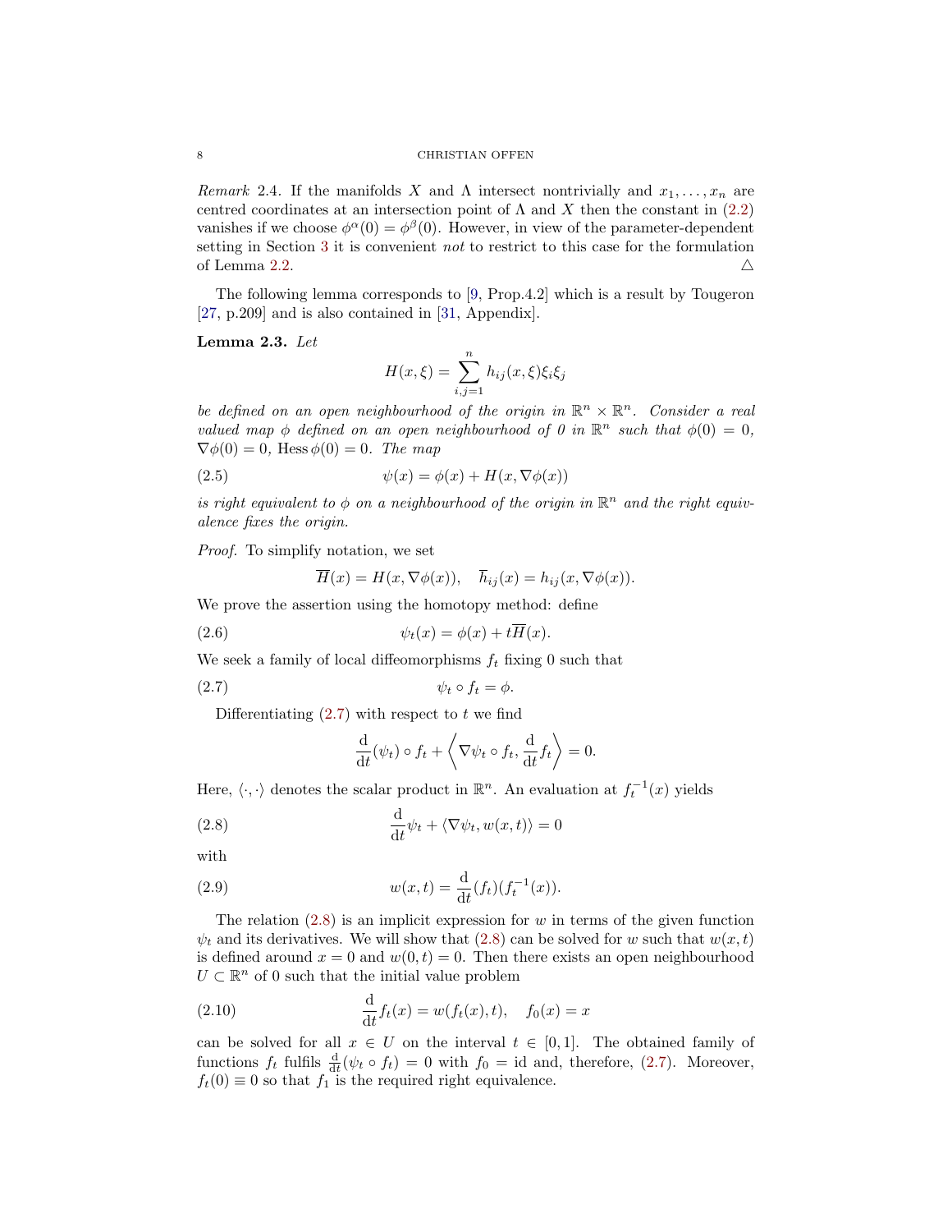*Remark* 2.4. If the manifolds $X$ and $\Lambda$ intersect nontrivially and $x_1, \ldots, x_n$ are centred coordinates at an intersection point of $\Lambda$ and $X$ then the constant in (2.2) vanishes if we choose $\phi^\alpha(0) = \phi^\beta(0)$. However, in view of the parameter-dependent setting in Section 3 it is convenient *not* to restrict to this case for the formulation of Lemma 2.2. △

The following lemma corresponds to [9, Prop.4.2] which is a result by Tougeron [27, p.209] and is also contained in [31, Appendix].

**Lemma 2.3.** *Let*

$$H(x,\xi) = \sum_{i,j=1}^{n} h_{ij}(x,\xi)\xi_i\xi_j$$

*be defined on an open neighbourhood of the origin in* $\mathbb{R}^n \times \mathbb{R}^n$*. Consider a real valued map* $\phi$ *defined on an open neighbourhood of 0 in* $\mathbb{R}^n$ *such that* $\phi(0) = 0$*,* $\nabla\phi(0) = 0$*,* $\operatorname{Hess}\phi(0) = 0$*. The map*

$$\psi(x) = \phi(x) + H(x, \nabla\phi(x)) \tag{2.5}$$

*is right equivalent to* $\phi$ *on a neighbourhood of the origin in* $\mathbb{R}^n$ *and the right equivalence fixes the origin.*

*Proof.* To simplify notation, we set

$$\overline{H}(x) = H(x, \nabla\phi(x)), \quad \overline{h}_{ij}(x) = h_{ij}(x, \nabla\phi(x)).$$

We prove the assertion using the homotopy method: define

$$\psi_t(x) = \phi(x) + t\overline{H}(x). \tag{2.6}$$

We seek a family of local diffeomorphisms $f_t$ fixing 0 such that

$$\psi_t \circ f_t = \phi. \tag{2.7}$$

Differentiating (2.7) with respect to $t$ we find

$$\frac{\mathrm{d}}{\mathrm{d}t}(\psi_t) \circ f_t + \left\langle \nabla\psi_t \circ f_t, \frac{\mathrm{d}}{\mathrm{d}t} f_t \right\rangle = 0.$$

Here, $\langle \cdot, \cdot \rangle$ denotes the scalar product in $\mathbb{R}^n$. An evaluation at $f_t^{-1}(x)$ yields

$$\frac{\mathrm{d}}{\mathrm{d}t}\psi_t + \langle \nabla\psi_t, w(x,t)\rangle = 0 \tag{2.8}$$

with

$$w(x,t) = \frac{\mathrm{d}}{\mathrm{d}t}(f_t)(f_t^{-1}(x)). \tag{2.9}$$

The relation (2.8) is an implicit expression for $w$ in terms of the given function $\psi_t$ and its derivatives. We will show that (2.8) can be solved for $w$ such that $w(x,t)$ is defined around $x = 0$ and $w(0,t) = 0$. Then there exists an open neighbourhood $U \subset \mathbb{R}^n$ of 0 such that the initial value problem

$$\frac{\mathrm{d}}{\mathrm{d}t} f_t(x) = w(f_t(x), t), \quad f_0(x) = x \tag{2.10}$$

can be solved for all $x \in U$ on the interval $t \in [0,1]$. The obtained family of functions $f_t$ fulfils $\frac{\mathrm{d}}{\mathrm{d}t}(\psi_t \circ f_t) = 0$ with $f_0 = \mathrm{id}$ and, therefore, (2.7). Moreover, $f_t(0) \equiv 0$ so that $f_1$ is the required right equivalence.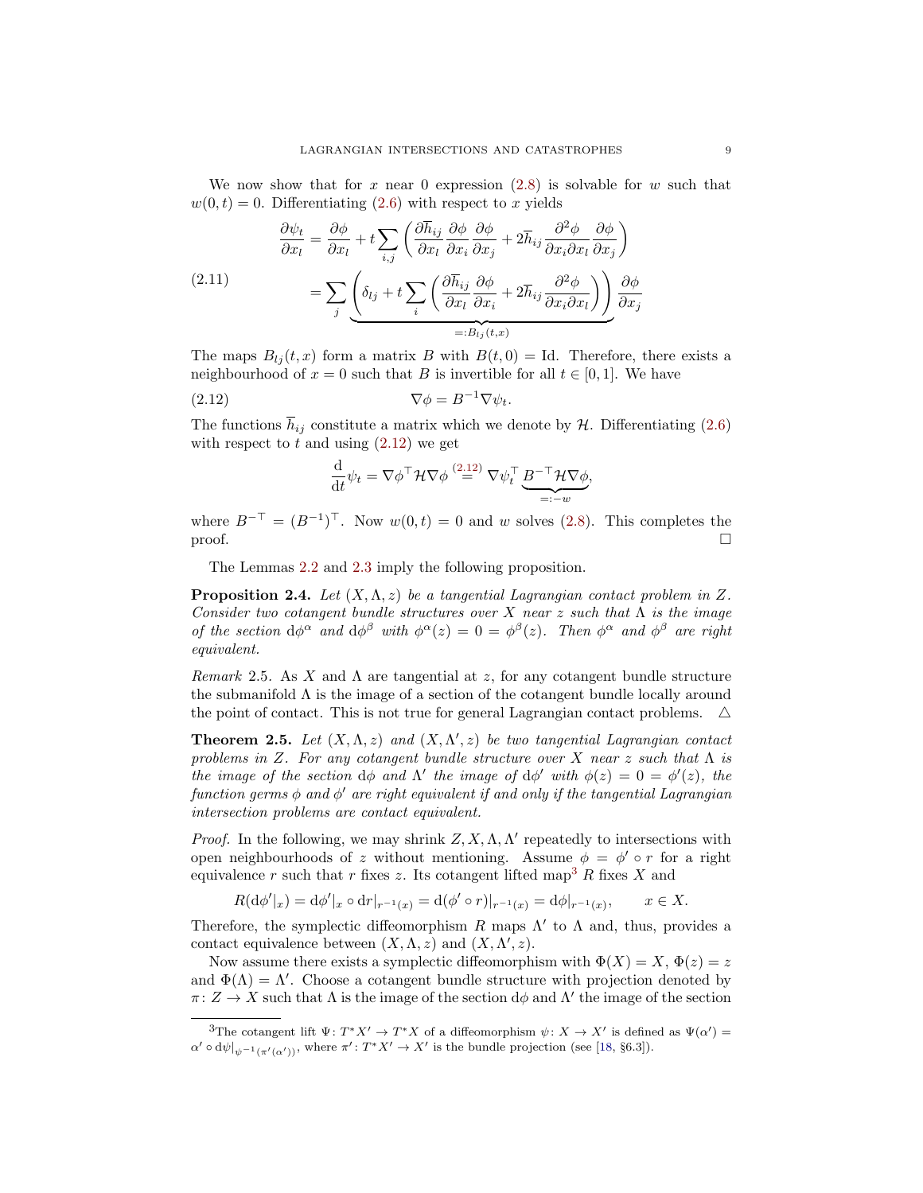We now show that for $x$ near 0 expression (2.8) is solvable for $w$ such that $w(0,t) = 0$. Differentiating (2.6) with respect to $x$ yields

$$
\begin{aligned}
\frac{\partial \psi_t}{\partial x_l} &= \frac{\partial \phi}{\partial x_l} + t \sum_{i,j} \left( \frac{\partial \overline{h}_{ij}}{\partial x_l} \frac{\partial \phi}{\partial x_i} \frac{\partial \phi}{\partial x_j} + 2\overline{h}_{ij} \frac{\partial^2 \phi}{\partial x_i \partial x_l} \frac{\partial \phi}{\partial x_j} \right) \\
&= \sum_j \underbrace{\left( \delta_{lj} + t \sum_i \left( \frac{\partial \overline{h}_{ij}}{\partial x_l} \frac{\partial \phi}{\partial x_i} + 2\overline{h}_{ij} \frac{\partial^2 \phi}{\partial x_i \partial x_l} \right) \right)}_{=:B_{lj}(t,x)} \frac{\partial \phi}{\partial x_j}
\end{aligned}
\tag{2.11}
$$

The maps $B_{lj}(t,x)$ form a matrix $B$ with $B(t,0) = \mathrm{Id}$. Therefore, there exists a neighbourhood of $x = 0$ such that $B$ is invertible for all $t \in [0,1]$. We have

$$
\nabla \phi = B^{-1} \nabla \psi_t. \tag{2.12}
$$

The functions $\overline{h}_{ij}$ constitute a matrix which we denote by $\mathcal{H}$. Differentiating (2.6) with respect to $t$ and using (2.12) we get

$$
\frac{\mathrm{d}}{\mathrm{d}t} \psi_t = \nabla \phi^\top \mathcal{H} \nabla \phi \overset{(2.12)}{=} \nabla \psi_t^\top \underbrace{B^{-\top} \mathcal{H} \nabla \phi}_{=:-w},
$$

where $B^{-\top} = (B^{-1})^\top$. Now $w(0,t) = 0$ and $w$ solves (2.8). This completes the proof. $\square$

The Lemmas 2.2 and 2.3 imply the following proposition.

**Proposition 2.4.** *Let $(X, \Lambda, z)$ be a tangential Lagrangian contact problem in $Z$. Consider two cotangent bundle structures over $X$ near $z$ such that $\Lambda$ is the image of the section $\mathrm{d}\phi^\alpha$ and $\mathrm{d}\phi^\beta$ with $\phi^\alpha(z) = 0 = \phi^\beta(z)$. Then $\phi^\alpha$ and $\phi^\beta$ are right equivalent.*

*Remark* 2.5. As $X$ and $\Lambda$ are tangential at $z$, for any cotangent bundle structure the submanifold $\Lambda$ is the image of a section of the cotangent bundle locally around the point of contact. This is not true for general Lagrangian contact problems. $\triangle$

**Theorem 2.5.** *Let $(X, \Lambda, z)$ and $(X, \Lambda', z)$ be two tangential Lagrangian contact problems in $Z$. For any cotangent bundle structure over $X$ near $z$ such that $\Lambda$ is the image of the section $\mathrm{d}\phi$ and $\Lambda'$ the image of $\mathrm{d}\phi'$ with $\phi(z) = 0 = \phi'(z)$, the function germs $\phi$ and $\phi'$ are right equivalent if and only if the tangential Lagrangian intersection problems are contact equivalent.*

*Proof.* In the following, we may shrink $Z, X, \Lambda, \Lambda'$ repeatedly to intersections with open neighbourhoods of $z$ without mentioning. Assume $\phi = \phi' \circ r$ for a right equivalence $r$ such that $r$ fixes $z$. Its cotangent lifted map[3] $R$ fixes $X$ and

$$
R(\mathrm{d}\phi'|_x) = \mathrm{d}\phi'|_x \circ \mathrm{d}r|_{r^{-1}(x)} = \mathrm{d}(\phi' \circ r)|_{r^{-1}(x)} = \mathrm{d}\phi|_{r^{-1}(x)}, \qquad x \in X.
$$

Therefore, the symplectic diffeomorphism $R$ maps $\Lambda'$ to $\Lambda$ and, thus, provides a contact equivalence between $(X, \Lambda, z)$ and $(X, \Lambda', z)$.

Now assume there exists a symplectic diffeomorphism with $\Phi(X) = X$, $\Phi(z) = z$ and $\Phi(\Lambda) = \Lambda'$. Choose a cotangent bundle structure with projection denoted by $\pi \colon Z \to X$ such that $\Lambda$ is the image of the section $\mathrm{d}\phi$ and $\Lambda'$ the image of the section

---

[3] The cotangent lift $\Psi \colon T^*X' \to T^*X$ of a diffeomorphism $\psi \colon X \to X'$ is defined as $\Psi(\alpha') = \alpha' \circ \mathrm{d}\psi|_{\psi^{-1}(\pi'(\alpha'))}$, where $\pi' \colon T^*X' \to X'$ is the bundle projection (see [18, §6.3]).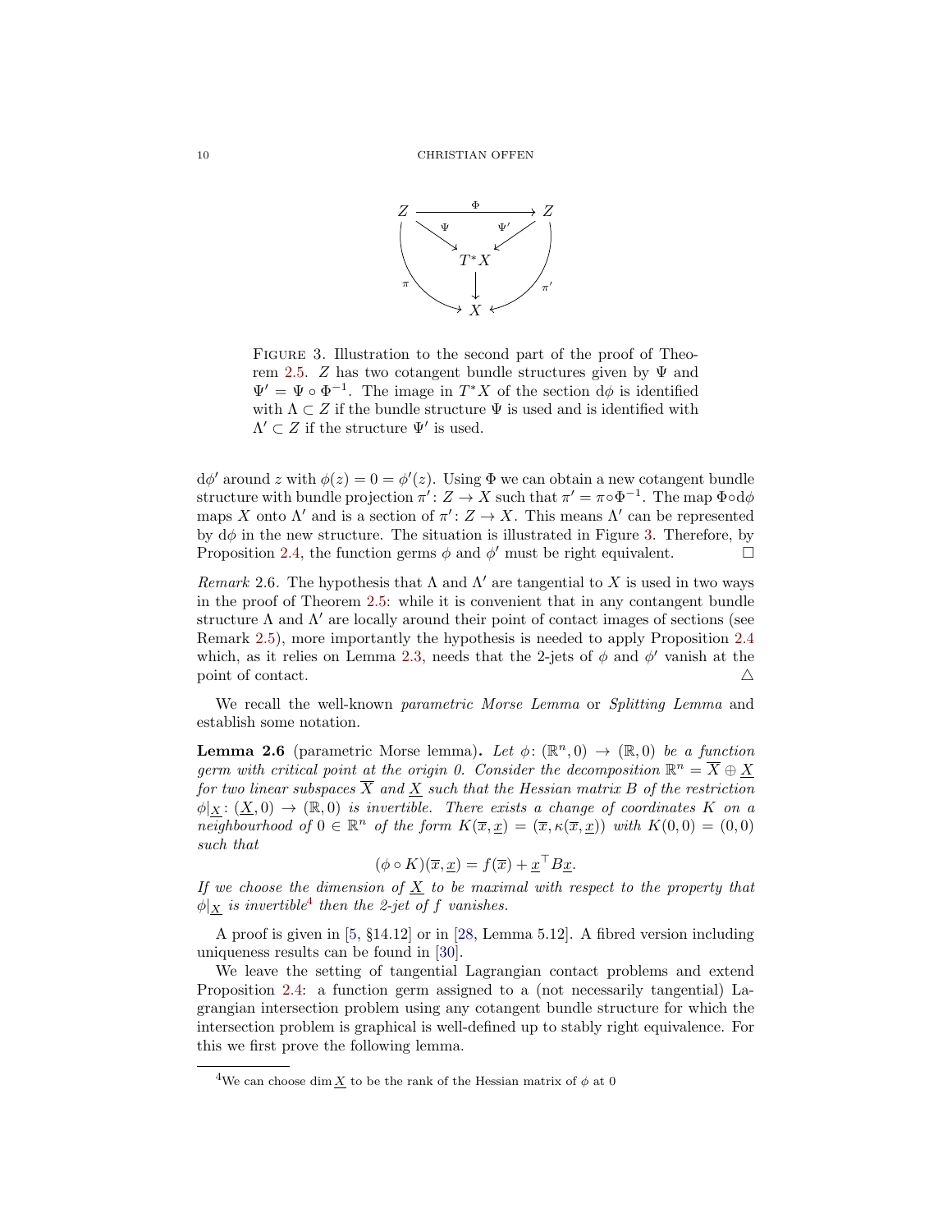FIGURE 3. Illustration to the second part of the proof of Theorem 2.5. $Z$ has two cotangent bundle structures given by $\Psi$ and $\Psi' = \Psi \circ \Phi^{-1}$. The image in $T^*X$ of the section $\mathrm{d}\phi$ is identified with $\Lambda \subset Z$ if the bundle structure $\Psi$ is used and is identified with $\Lambda' \subset Z$ if the structure $\Psi'$ is used.

$\mathrm{d}\phi'$ around $z$ with $\phi(z) = 0 = \phi'(z)$. Using $\Phi$ we can obtain a new cotangent bundle structure with bundle projection $\pi' \colon Z \to X$ such that $\pi' = \pi \circ \Phi^{-1}$. The map $\Phi \circ \mathrm{d}\phi$ maps $X$ onto $\Lambda'$ and is a section of $\pi' \colon Z \to X$. This means $\Lambda'$ can be represented by $\mathrm{d}\phi$ in the new structure. The situation is illustrated in Figure 3. Therefore, by Proposition 2.4, the function germs $\phi$ and $\phi'$ must be right equivalent. $\square$

*Remark* 2.6. The hypothesis that $\Lambda$ and $\Lambda'$ are tangential to $X$ is used in two ways in the proof of Theorem 2.5: while it is convenient that in any contangent bundle structure $\Lambda$ and $\Lambda'$ are locally around their point of contact images of sections (see Remark 2.5), more importantly the hypothesis is needed to apply Proposition 2.4 which, as it relies on Lemma 2.3, needs that the 2-jets of $\phi$ and $\phi'$ vanish at the point of contact. $\triangle$

We recall the well-known *parametric Morse Lemma* or *Splitting Lemma* and establish some notation.

**Lemma 2.6** (parametric Morse lemma)**.** *Let $\phi \colon (\mathbb{R}^n, 0) \to (\mathbb{R}, 0)$ be a function germ with critical point at the origin 0. Consider the decomposition $\mathbb{R}^n = \overline{X} \oplus \underline{X}$ for two linear subspaces $\overline{X}$ and $\underline{X}$ such that the Hessian matrix $B$ of the restriction $\phi|_{\underline{X}} \colon (\underline{X}, 0) \to (\mathbb{R}, 0)$ is invertible. There exists a change of coordinates $K$ on a neighbourhood of $0 \in \mathbb{R}^n$ of the form $K(\overline{x}, \underline{x}) = (\overline{x}, \kappa(\overline{x}, \underline{x}))$ with $K(0,0) = (0,0)$ such that*

$$(\phi \circ K)(\overline{x}, \underline{x}) = f(\overline{x}) + \underline{x}^\top B \underline{x}.$$

*If we choose the dimension of $\underline{X}$ to be maximal with respect to the property that $\phi|_{\underline{X}}$ is invertible*[4] *then the 2-jet of $f$ vanishes.*

A proof is given in [5, §14.12] or in [28, Lemma 5.12]. A fibred version including uniqueness results can be found in [30].

We leave the setting of tangential Lagrangian contact problems and extend Proposition 2.4: a function germ assigned to a (not necessarily tangential) Lagrangian intersection problem using any cotangent bundle structure for which the intersection problem is graphical is well-defined up to stably right equivalence. For this we first prove the following lemma.

---

[4] We can choose $\dim \underline{X}$ to be the rank of the Hessian matrix of $\phi$ at 0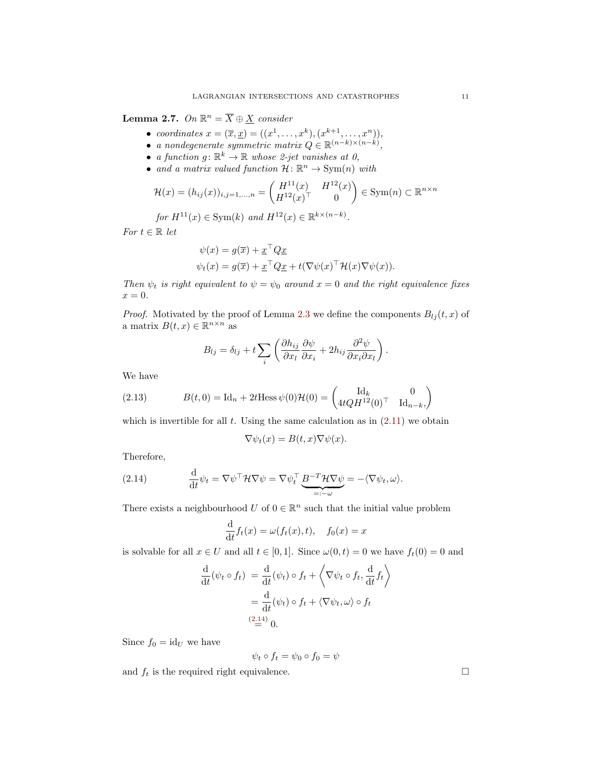**Lemma 2.7.** *On $\mathbb{R}^n = \overline{X} \oplus \underline{X}$ consider*

- *coordinates $x = (\overline{x}, \underline{x}) = ((x^1, \dots, x^k), (x^{k+1}, \dots, x^n))$,*
- *a nondegenerate symmetric matrix $Q \in \mathbb{R}^{(n-k)\times(n-k)}$,*
- *a function $g\colon \mathbb{R}^k \to \mathbb{R}$ whose 2-jet vanishes at 0,*
- *and a matrix valued function $\mathcal{H}\colon \mathbb{R}^n \to \mathrm{Sym}(n)$ with*

$$\mathcal{H}(x) = (h_{ij}(x))_{i,j=1,\dots,n} = \begin{pmatrix} H^{11}(x) & H^{12}(x) \\ H^{12}(x)^\top & 0 \end{pmatrix} \in \mathrm{Sym}(n) \subset \mathbb{R}^{n\times n}$$

*for $H^{11}(x) \in \mathrm{Sym}(k)$ and $H^{12}(x) \in \mathbb{R}^{k\times(n-k)}$.*

*For $t \in \mathbb{R}$ let*

$$\psi(x) = g(\overline{x}) + \underline{x}^\top Q \underline{x}$$
$$\psi_t(x) = g(\overline{x}) + \underline{x}^\top Q \underline{x} + t(\nabla\psi(x)^\top \mathcal{H}(x) \nabla\psi(x)).$$

*Then $\psi_t$ is right equivalent to $\psi = \psi_0$ around $x = 0$ and the right equivalence fixes $x = 0$.*

*Proof.* Motivated by the proof of Lemma 2.3 we define the components $B_{lj}(t,x)$ of a matrix $B(t,x) \in \mathbb{R}^{n\times n}$ as

$$B_{lj} = \delta_{lj} + t\sum_i \left( \frac{\partial h_{ij}}{\partial x_l} \frac{\partial \psi}{\partial x_i} + 2h_{ij} \frac{\partial^2 \psi}{\partial x_i \partial x_l} \right).$$

We have

$$B(t,0) = \mathrm{Id}_n + 2t \mathrm{Hess}\,\psi(0)\mathcal{H}(0) = \begin{pmatrix} \mathrm{Id}_k & 0 \\ 4tQH^{12}(0)^\top & \mathrm{Id}_{n-k}, \end{pmatrix} \tag{2.13}$$

which is invertible for all $t$. Using the same calculation as in (2.11) we obtain

$$\nabla\psi_t(x) = B(t,x)\nabla\psi(x).$$

Therefore,

$$\frac{\mathrm{d}}{\mathrm{d}t}\psi_t = \nabla\psi^\top \mathcal{H} \nabla\psi = \nabla\psi_t^\top \underbrace{B^{-T}\mathcal{H}\nabla\psi}_{=:-\omega} = -\langle \nabla\psi_t, \omega\rangle. \tag{2.14}$$

There exists a neighbourhood $U$ of $0 \in \mathbb{R}^n$ such that the initial value problem

$$\frac{\mathrm{d}}{\mathrm{d}t} f_t(x) = \omega(f_t(x), t), \quad f_0(x) = x$$

is solvable for all $x \in U$ and all $t \in [0,1]$. Since $\omega(0,t) = 0$ we have $f_t(0) = 0$ and

$$\begin{aligned}
\frac{\mathrm{d}}{\mathrm{d}t}(\psi_t \circ f_t) &= \frac{\mathrm{d}}{\mathrm{d}t}(\psi_t) \circ f_t + \left\langle \nabla\psi_t \circ f_t, \frac{\mathrm{d}}{\mathrm{d}t} f_t \right\rangle \\
&= \frac{\mathrm{d}}{\mathrm{d}t}(\psi_t) \circ f_t + \langle \nabla\psi_t, \omega\rangle \circ f_t \\
&\overset{(2.14)}{=} 0.
\end{aligned}$$

Since $f_0 = \mathrm{id}_U$ we have

$$\psi_t \circ f_t = \psi_0 \circ f_0 = \psi$$

and $f_t$ is the required right equivalence. $\square$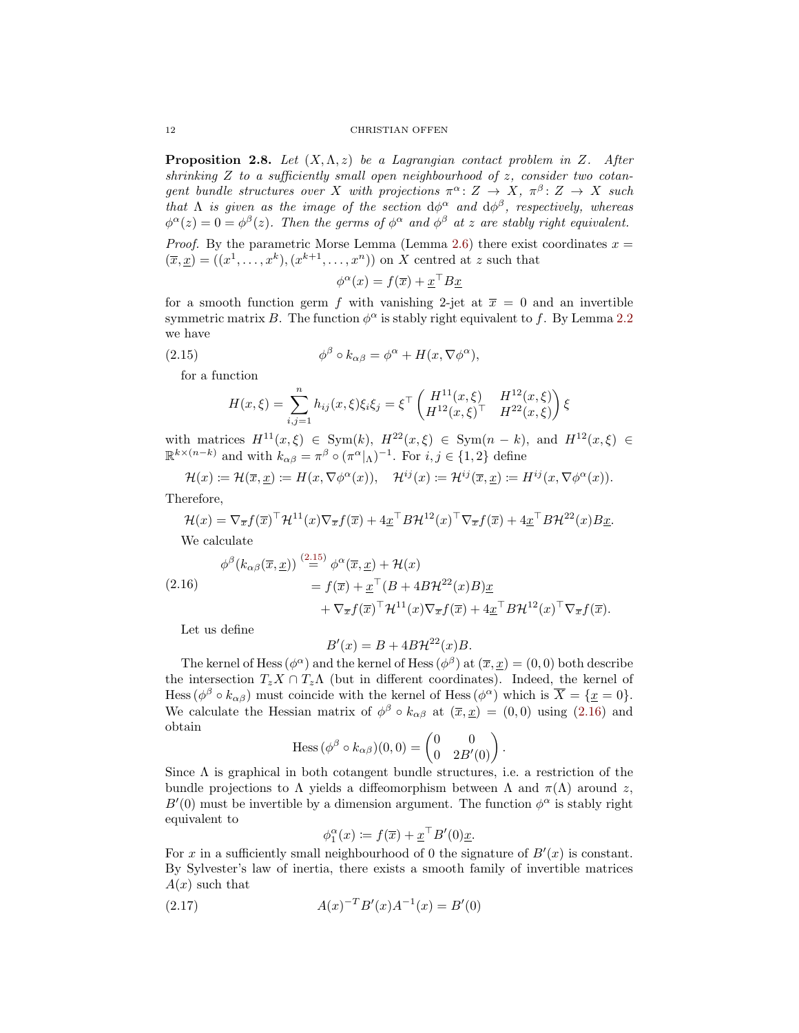**Proposition 2.8.** *Let $(X, \Lambda, z)$ be a Lagrangian contact problem in $Z$. After shrinking $Z$ to a sufficiently small open neighbourhood of $z$, consider two cotangent bundle structures over $X$ with projections $\pi^\alpha \colon Z \to X$, $\pi^\beta \colon Z \to X$ such that $\Lambda$ is given as the image of the section $\mathrm{d}\phi^\alpha$ and $\mathrm{d}\phi^\beta$, respectively, whereas $\phi^\alpha(z) = 0 = \phi^\beta(z)$. Then the germs of $\phi^\alpha$ and $\phi^\beta$ at $z$ are stably right equivalent.*

*Proof.* By the parametric Morse Lemma (Lemma 2.6) there exist coordinates $x = (\overline{x}, \underline{x}) = ((x^1, \ldots, x^k), (x^{k+1}, \ldots, x^n))$ on $X$ centred at $z$ such that

$$\phi^\alpha(x) = f(\overline{x}) + \underline{x}^\top B \underline{x}$$

for a smooth function germ $f$ with vanishing 2-jet at $\overline{x} = 0$ and an invertible symmetric matrix $B$. The function $\phi^\alpha$ is stably right equivalent to $f$. By Lemma 2.2 we have

$$\phi^\beta \circ k_{\alpha\beta} = \phi^\alpha + H(x, \nabla\phi^\alpha), \tag{2.15}$$

for a function

$$H(x, \xi) = \sum_{i,j=1}^{n} h_{ij}(x, \xi)\xi_i\xi_j = \xi^\top \begin{pmatrix} H^{11}(x, \xi) & H^{12}(x, \xi) \\ H^{12}(x, \xi)^\top & H^{22}(x, \xi) \end{pmatrix} \xi$$

with matrices $H^{11}(x, \xi) \in \mathrm{Sym}(k)$, $H^{22}(x, \xi) \in \mathrm{Sym}(n-k)$, and $H^{12}(x, \xi) \in \mathbb{R}^{k \times (n-k)}$ and with $k_{\alpha\beta} = \pi^\beta \circ (\pi^\alpha|_\Lambda)^{-1}$. For $i, j \in \{1, 2\}$ define

$$\mathcal{H}(x) \coloneqq \mathcal{H}(\overline{x}, \underline{x}) \coloneqq H(x, \nabla\phi^\alpha(x)), \quad \mathcal{H}^{ij}(x) \coloneqq \mathcal{H}^{ij}(\overline{x}, \underline{x}) \coloneqq H^{ij}(x, \nabla\phi^\alpha(x)).$$

Therefore,

$$\mathcal{H}(x) = \nabla_{\overline{x}} f(\overline{x})^\top \mathcal{H}^{11}(x) \nabla_{\overline{x}} f(\overline{x}) + 4\underline{x}^\top B \mathcal{H}^{12}(x)^\top \nabla_{\overline{x}} f(\overline{x}) + 4\underline{x}^\top B \mathcal{H}^{22}(x) B \underline{x}.$$

We calculate

$$\begin{aligned} \phi^\beta(k_{\alpha\beta}(\overline{x}, \underline{x})) &\overset{(2.15)}{=} \phi^\alpha(\overline{x}, \underline{x}) + \mathcal{H}(x) \\ &= f(\overline{x}) + \underline{x}^\top (B + 4B\mathcal{H}^{22}(x)B)\underline{x} \\ &\quad + \nabla_{\overline{x}} f(\overline{x})^\top \mathcal{H}^{11}(x) \nabla_{\overline{x}} f(\overline{x}) + 4\underline{x}^\top B \mathcal{H}^{12}(x)^\top \nabla_{\overline{x}} f(\overline{x}). \end{aligned} \tag{2.16}$$

Let us define

$$B'(x) = B + 4B\mathcal{H}^{22}(x)B.$$

The kernel of $\mathrm{Hess}\,(\phi^\alpha)$ and the kernel of $\mathrm{Hess}\,(\phi^\beta)$ at $(\overline{x}, \underline{x}) = (0, 0)$ both describe the intersection $T_z X \cap T_z \Lambda$ (but in different coordinates). Indeed, the kernel of $\mathrm{Hess}\,(\phi^\beta \circ k_{\alpha\beta})$ must coincide with the kernel of $\mathrm{Hess}\,(\phi^\alpha)$ which is $\overline{X} = \{\underline{x} = 0\}$. We calculate the Hessian matrix of $\phi^\beta \circ k_{\alpha\beta}$ at $(\overline{x}, \underline{x}) = (0, 0)$ using (2.16) and obtain

$$\mathrm{Hess}\,(\phi^\beta \circ k_{\alpha\beta})(0, 0) = \begin{pmatrix} 0 & 0 \\ 0 & 2B'(0) \end{pmatrix}.$$

Since $\Lambda$ is graphical in both cotangent bundle structures, i.e. a restriction of the bundle projections to $\Lambda$ yields a diffeomorphism between $\Lambda$ and $\pi(\Lambda)$ around $z$, $B'(0)$ must be invertible by a dimension argument. The function $\phi^\alpha$ is stably right equivalent to

$$\phi_1^\alpha(x) \coloneqq f(\overline{x}) + \underline{x}^\top B'(0)\underline{x}.$$

For $x$ in a sufficiently small neighbourhood of 0 the signature of $B'(x)$ is constant. By Sylvester's law of inertia, there exists a smooth family of invertible matrices $A(x)$ such that

$$A(x)^{-T} B'(x) A^{-1}(x) = B'(0) \tag{2.17}$$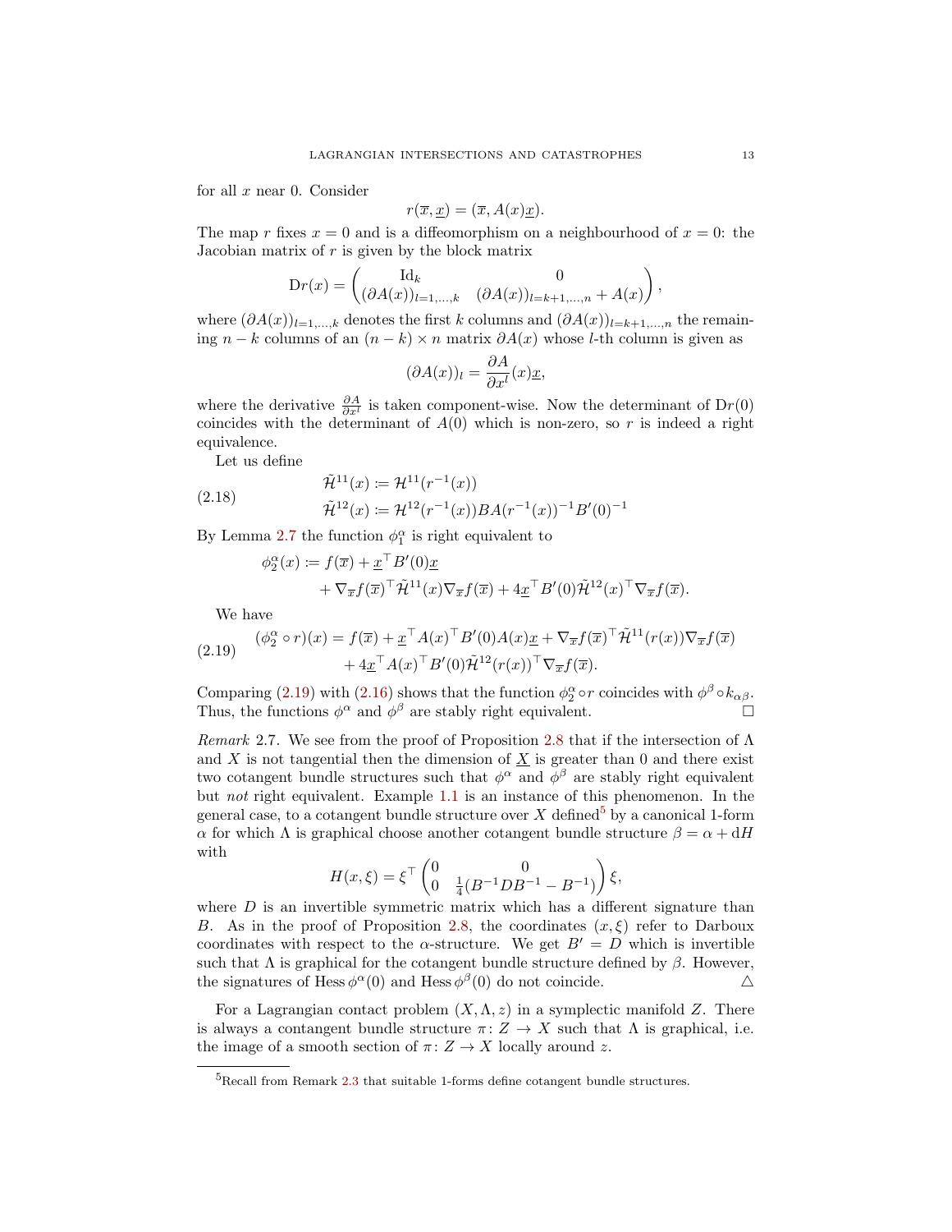for all $x$ near 0. Consider

$$r(\overline{x}, \underline{x}) = (\overline{x}, A(x)\underline{x}).$$

The map $r$ fixes $x = 0$ and is a diffeomorphism on a neighbourhood of $x = 0$: the Jacobian matrix of $r$ is given by the block matrix

$$\mathrm{D}r(x) = \begin{pmatrix} \mathrm{Id}_k & 0 \\ (\partial A(x))_{l=1,\dots,k} & (\partial A(x))_{l=k+1,\dots,n} + A(x) \end{pmatrix},$$

where $(\partial A(x))_{l=1,\dots,k}$ denotes the first $k$ columns and $(\partial A(x))_{l=k+1,\dots,n}$ the remaining $n-k$ columns of an $(n-k)\times n$ matrix $\partial A(x)$ whose $l$-th column is given as

$$(\partial A(x))_l = \frac{\partial A}{\partial x^l}(x)\underline{x},$$

where the derivative $\frac{\partial A}{\partial x^l}$ is taken component-wise. Now the determinant of $\mathrm{D}r(0)$ coincides with the determinant of $A(0)$ which is non-zero, so $r$ is indeed a right equivalence.

Let us define

$$\begin{aligned} \tilde{\mathcal{H}}^{11}(x) &:= \mathcal{H}^{11}(r^{-1}(x)) \\ \tilde{\mathcal{H}}^{12}(x) &:= \mathcal{H}^{12}(r^{-1}(x))BA(r^{-1}(x))^{-1}B'(0)^{-1} \end{aligned} \tag{2.18}$$

By Lemma 2.7 the function $\phi_1^\alpha$ is right equivalent to

$$\begin{aligned} \phi_2^\alpha(x) := {}& f(\overline{x}) + \underline{x}^\top B'(0)\underline{x} \\ &+ \nabla_{\overline{x}} f(\overline{x})^\top \tilde{\mathcal{H}}^{11}(x)\nabla_{\overline{x}} f(\overline{x}) + 4\underline{x}^\top B'(0)\tilde{\mathcal{H}}^{12}(x)^\top \nabla_{\overline{x}} f(\overline{x}). \end{aligned}$$

We have

$$\begin{aligned} (\phi_2^\alpha \circ r)(x) = {}& f(\overline{x}) + \underline{x}^\top A(x)^\top B'(0)A(x)\underline{x} + \nabla_{\overline{x}} f(\overline{x})^\top \tilde{\mathcal{H}}^{11}(r(x))\nabla_{\overline{x}} f(\overline{x}) \\ &+ 4\underline{x}^\top A(x)^\top B'(0)\tilde{\mathcal{H}}^{12}(r(x))^\top \nabla_{\overline{x}} f(\overline{x}). \end{aligned} \tag{2.19}$$

Comparing (2.19) with (2.16) shows that the function $\phi_2^\alpha \circ r$ coincides with $\phi^\beta \circ k_{\alpha\beta}$. Thus, the functions $\phi^\alpha$ and $\phi^\beta$ are stably right equivalent. □

*Remark* 2.7. We see from the proof of Proposition 2.8 that if the intersection of $\Lambda$ and $X$ is not tangential then the dimension of $\underline{X}$ is greater than 0 and there exist two cotangent bundle structures such that $\phi^\alpha$ and $\phi^\beta$ are stably right equivalent but *not* right equivalent. Example 1.1 is an instance of this phenomenon. In the general case, to a cotangent bundle structure over $X$ defined[5] by a canonical 1-form $\alpha$ for which $\Lambda$ is graphical choose another cotangent bundle structure $\beta = \alpha + \mathrm{d}H$ with

$$H(x,\xi) = \xi^\top \begin{pmatrix} 0 & 0 \\ 0 & \frac{1}{4}(B^{-1}DB^{-1} - B^{-1}) \end{pmatrix} \xi,$$

where $D$ is an invertible symmetric matrix which has a different signature than $B$. As in the proof of Proposition 2.8, the coordinates $(x,\xi)$ refer to Darboux coordinates with respect to the $\alpha$-structure. We get $B' = D$ which is invertible such that $\Lambda$ is graphical for the cotangent bundle structure defined by $\beta$. However, the signatures of $\operatorname{Hess}\phi^\alpha(0)$ and $\operatorname{Hess}\phi^\beta(0)$ do not coincide. △

For a Lagrangian contact problem $(X,\Lambda,z)$ in a symplectic manifold $Z$. There is always a contangent bundle structure $\pi\colon Z \to X$ such that $\Lambda$ is graphical, i.e. the image of a smooth section of $\pi\colon Z \to X$ locally around $z$.

---

[5] Recall from Remark 2.3 that suitable 1-forms define cotangent bundle structures.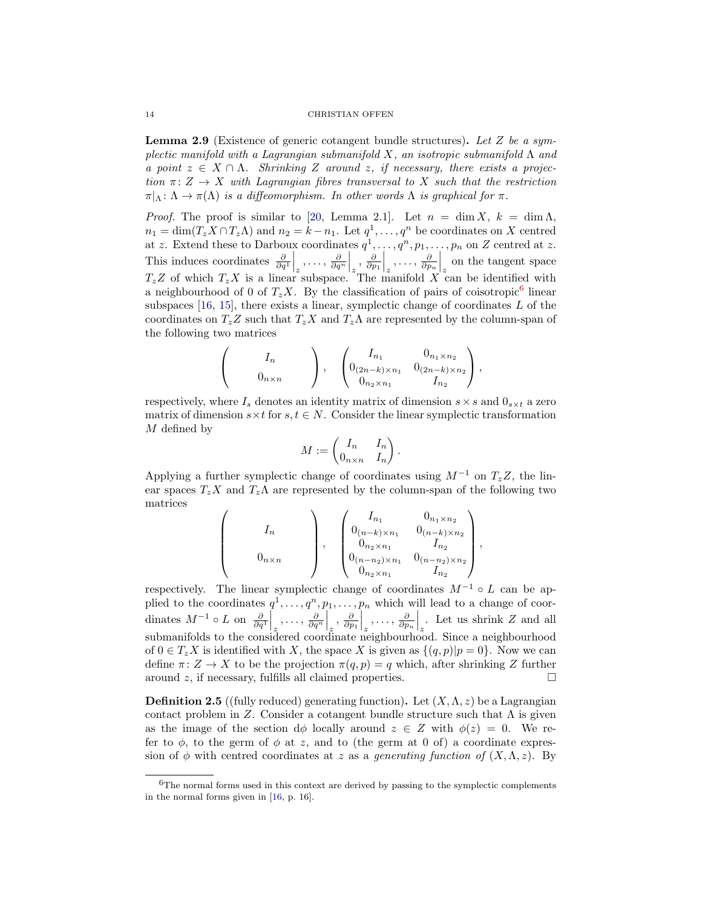**Lemma 2.9** (Existence of generic cotangent bundle structures)**.** *Let $Z$ be a symplectic manifold with a Lagrangian submanifold $X$, an isotropic submanifold $\Lambda$ and a point $z \in X \cap \Lambda$. Shrinking $Z$ around $z$, if necessary, there exists a projection $\pi \colon Z \to X$ with Lagrangian fibres transversal to $X$ such that the restriction $\pi|_\Lambda \colon \Lambda \to \pi(\Lambda)$ is a diffeomorphism. In other words $\Lambda$ is graphical for $\pi$.*

*Proof.* The proof is similar to [20, Lemma 2.1]. Let $n = \dim X$, $k = \dim \Lambda$, $n_1 = \dim(T_z X \cap T_z \Lambda)$ and $n_2 = k - n_1$. Let $q^1, \ldots, q^n$ be coordinates on $X$ centred at $z$. Extend these to Darboux coordinates $q^1, \ldots, q^n, p_1, \ldots, p_n$ on $Z$ centred at $z$. This induces coordinates $\frac{\partial}{\partial q^1}\Big|_z, \ldots, \frac{\partial}{\partial q^n}\Big|_z, \frac{\partial}{\partial p_1}\Big|_z, \ldots, \frac{\partial}{\partial p_n}\Big|_z$ on the tangent space $T_z Z$ of which $T_z X$ is a linear subspace. The manifold $X$ can be identified with a neighbourhood of 0 of $T_z X$. By the classification of pairs of coisotropic[6] linear subspaces [16, 15], there exists a linear, symplectic change of coordinates $L$ of the coordinates on $T_z Z$ such that $T_z X$ and $T_z \Lambda$ are represented by the column-span of the following two matrices

$$
\begin{pmatrix} I_n \\ 0_{n\times n} \end{pmatrix}, \quad \begin{pmatrix} I_{n_1} & 0_{n_1 \times n_2} \\ 0_{(2n-k)\times n_1} & 0_{(2n-k)\times n_2} \\ 0_{n_2 \times n_1} & I_{n_2} \end{pmatrix},
$$

respectively, where $I_s$ denotes an identity matrix of dimension $s \times s$ and $0_{s\times t}$ a zero matrix of dimension $s \times t$ for $s, t \in N$. Consider the linear symplectic transformation $M$ defined by

$$
M := \begin{pmatrix} I_n & I_n \\ 0_{n\times n} & I_n \end{pmatrix}.
$$

Applying a further symplectic change of coordinates using $M^{-1}$ on $T_z Z$, the linear spaces $T_z X$ and $T_z \Lambda$ are represented by the column-span of the following two matrices

$$
\begin{pmatrix} I_n \\ \\ 0_{n\times n} \end{pmatrix}, \quad \begin{pmatrix} I_{n_1} & 0_{n_1 \times n_2} \\ 0_{(n-k)\times n_1} & 0_{(n-k)\times n_2} \\ 0_{n_2 \times n_1} & I_{n_2} \\ 0_{(n-n_2)\times n_1} & 0_{(n-n_2)\times n_2} \\ 0_{n_2 \times n_1} & I_{n_2} \end{pmatrix},
$$

respectively. The linear symplectic change of coordinates $M^{-1} \circ L$ can be applied to the coordinates $q^1, \ldots, q^n, p_1, \ldots, p_n$ which will lead to a change of coordinates $M^{-1} \circ L$ on $\frac{\partial}{\partial q^1}\Big|_z, \ldots, \frac{\partial}{\partial q^n}\Big|_z, \frac{\partial}{\partial p_1}\Big|_z, \ldots, \frac{\partial}{\partial p_n}\Big|_z$. Let us shrink $Z$ and all submanifolds to the considered coordinate neighbourhood. Since a neighbourhood of $0 \in T_z X$ is identified with $X$, the space $X$ is given as $\{(q,p) | p = 0\}$. Now we can define $\pi \colon Z \to X$ to be the projection $\pi(q,p) = q$ which, after shrinking $Z$ further around $z$, if necessary, fulfills all claimed properties. $\square$

**Definition 2.5** ((fully reduced) generating function)**.** Let $(X, \Lambda, z)$ be a Lagrangian contact problem in $Z$. Consider a cotangent bundle structure such that $\Lambda$ is given as the image of the section $\mathrm{d}\phi$ locally around $z \in Z$ with $\phi(z) = 0$. We refer to $\phi$, to the germ of $\phi$ at $z$, and to (the germ at 0 of) a coordinate expression of $\phi$ with centred coordinates at $z$ as a *generating function of* $(X, \Lambda, z)$. By

---

[6] The normal forms used in this context are derived by passing to the symplectic complements in the normal forms given in [16, p. 16].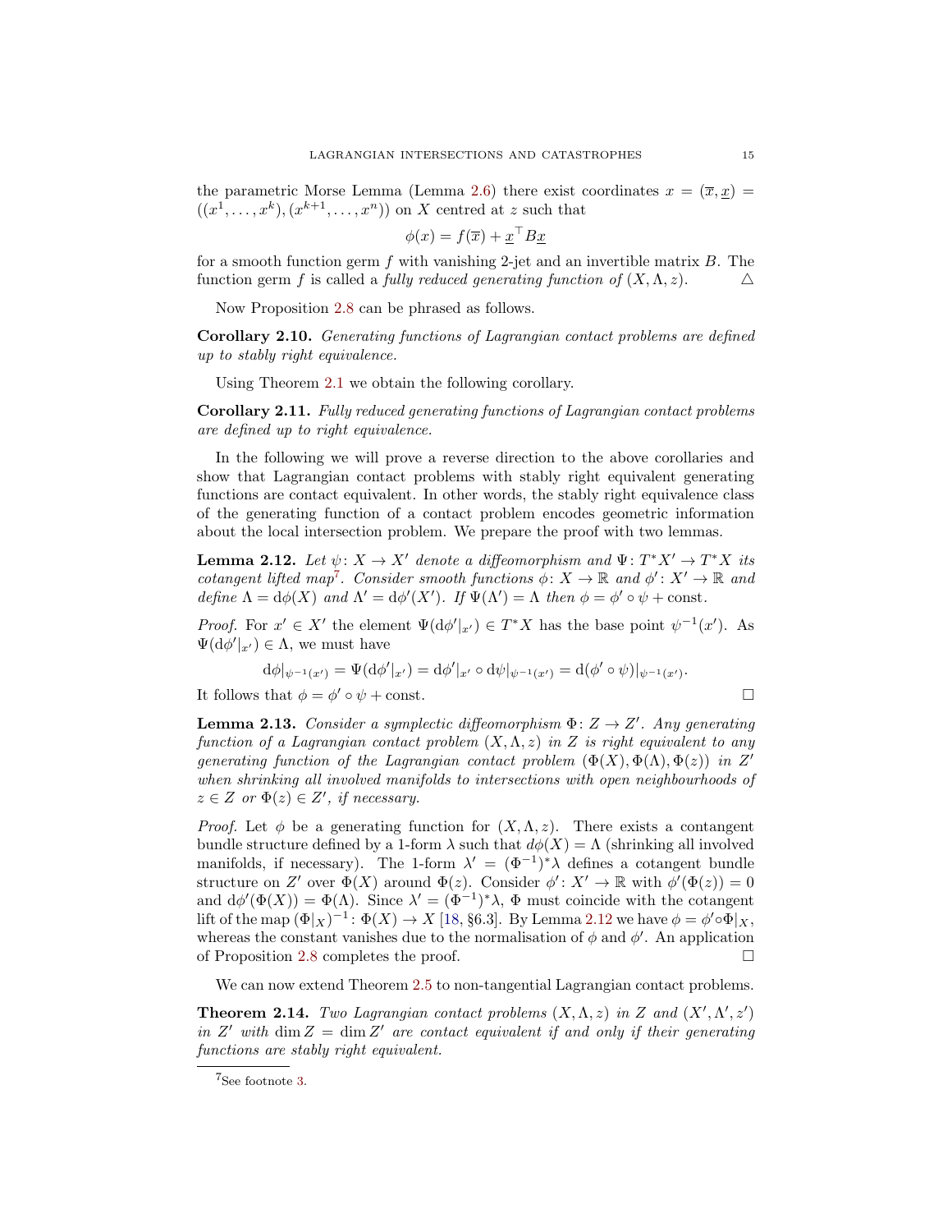the parametric Morse Lemma (Lemma 2.6) there exist coordinates $x = (\overline{x}, \underline{x}) = ((x^1, \ldots, x^k), (x^{k+1}, \ldots, x^n))$ on $X$ centred at $z$ such that

$$\phi(x) = f(\overline{x}) + \underline{x}^\top B \underline{x}$$

for a smooth function germ $f$ with vanishing 2-jet and an invertible matrix $B$. The function germ $f$ is called a *fully reduced generating function of* $(X, \Lambda, z)$. $\triangle$

Now Proposition 2.8 can be phrased as follows.

**Corollary 2.10.** *Generating functions of Lagrangian contact problems are defined up to stably right equivalence.*

Using Theorem 2.1 we obtain the following corollary.

**Corollary 2.11.** *Fully reduced generating functions of Lagrangian contact problems are defined up to right equivalence.*

In the following we will prove a reverse direction to the above corollaries and show that Lagrangian contact problems with stably right equivalent generating functions are contact equivalent. In other words, the stably right equivalence class of the generating function of a contact problem encodes geometric information about the local intersection problem. We prepare the proof with two lemmas.

**Lemma 2.12.** *Let $\psi\colon X \to X'$ denote a diffeomorphism and $\Psi\colon T^*X' \to T^*X$ its cotangent lifted map*[7]*. Consider smooth functions $\phi\colon X \to \mathbb{R}$ and $\phi'\colon X' \to \mathbb{R}$ and define $\Lambda = \mathrm{d}\phi(X)$ and $\Lambda' = \mathrm{d}\phi'(X')$. If $\Psi(\Lambda') = \Lambda$ then $\phi = \phi' \circ \psi + \mathrm{const}$.*

*Proof.* For $x' \in X'$ the element $\Psi(\mathrm{d}\phi'|_{x'}) \in T^*X$ has the base point $\psi^{-1}(x')$. As $\Psi(\mathrm{d}\phi'|_{x'}) \in \Lambda$, we must have

$$\mathrm{d}\phi|_{\psi^{-1}(x')} = \Psi(\mathrm{d}\phi'|_{x'}) = \mathrm{d}\phi'|_{x'} \circ \mathrm{d}\psi|_{\psi^{-1}(x')} = \mathrm{d}(\phi' \circ \psi)|_{\psi^{-1}(x')}.$$

It follows that $\phi = \phi' \circ \psi + \mathrm{const}$. $\square$

**Lemma 2.13.** *Consider a symplectic diffeomorphism $\Phi\colon Z \to Z'$. Any generating function of a Lagrangian contact problem $(X, \Lambda, z)$ in $Z$ is right equivalent to any generating function of the Lagrangian contact problem $(\Phi(X), \Phi(\Lambda), \Phi(z))$ in $Z'$ when shrinking all involved manifolds to intersections with open neighbourhoods of $z \in Z$ or $\Phi(z) \in Z'$, if necessary.*

*Proof.* Let $\phi$ be a generating function for $(X, \Lambda, z)$. There exists a contangent bundle structure defined by a 1-form $\lambda$ such that $d\phi(X) = \Lambda$ (shrinking all involved manifolds, if necessary). The 1-form $\lambda' = (\Phi^{-1})^*\lambda$ defines a cotangent bundle structure on $Z'$ over $\Phi(X)$ around $\Phi(z)$. Consider $\phi'\colon X' \to \mathbb{R}$ with $\phi'(\Phi(z)) = 0$ and $\mathrm{d}\phi'(\Phi(X)) = \Phi(\Lambda)$. Since $\lambda' = (\Phi^{-1})^*\lambda$, $\Phi$ must coincide with the cotangent lift of the map $(\Phi|_X)^{-1}\colon \Phi(X) \to X$ [18, §6.3]. By Lemma 2.12 we have $\phi = \phi' \circ \Phi|_X$, whereas the constant vanishes due to the normalisation of $\phi$ and $\phi'$. An application of Proposition 2.8 completes the proof. $\square$

We can now extend Theorem 2.5 to non-tangential Lagrangian contact problems.

**Theorem 2.14.** *Two Lagrangian contact problems $(X, \Lambda, z)$ in $Z$ and $(X', \Lambda', z')$ in $Z'$ with $\dim Z = \dim Z'$ are contact equivalent if and only if their generating functions are stably right equivalent.*

---

[7] See footnote 3.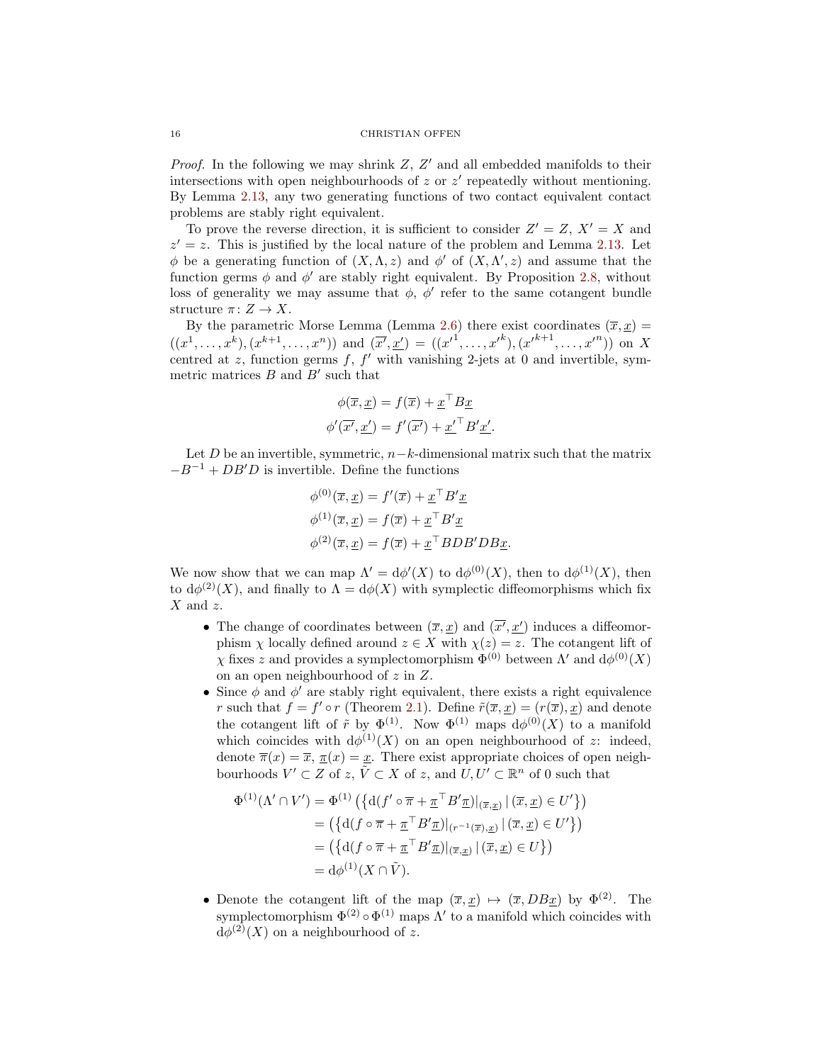*Proof.* In the following we may shrink $Z$, $Z'$ and all embedded manifolds to their intersections with open neighbourhoods of $z$ or $z'$ repeatedly without mentioning. By Lemma 2.13, any two generating functions of two contact equivalent contact problems are stably right equivalent.

To prove the reverse direction, it is sufficient to consider $Z' = Z$, $X' = X$ and $z' = z$. This is justified by the local nature of the problem and Lemma 2.13. Let $\phi$ be a generating function of $(X, \Lambda, z)$ and $\phi'$ of $(X, \Lambda', z)$ and assume that the function germs $\phi$ and $\phi'$ are stably right equivalent. By Proposition 2.8, without loss of generality we may assume that $\phi$, $\phi'$ refer to the same cotangent bundle structure $\pi \colon Z \to X$.

By the parametric Morse Lemma (Lemma 2.6) there exist coordinates $(\overline{x}, \underline{x}) = ((x^1, \ldots, x^k), (x^{k+1}, \ldots, x^n))$ and $(\overline{x'}, \underline{x'}) = ((x'^1, \ldots, x'^k), (x'^{k+1}, \ldots, x'^n))$ on $X$ centred at $z$, function germs $f$, $f'$ with vanishing 2-jets at 0 and invertible, symmetric matrices $B$ and $B'$ such that

$$
\begin{aligned}
\phi(\overline{x}, \underline{x}) &= f(\overline{x}) + \underline{x}^\top B \underline{x} \\
\phi'(\overline{x'}, \underline{x'}) &= f'(\overline{x'}) + \underline{x'}^\top B' \underline{x'}.
\end{aligned}
$$

Let $D$ be an invertible, symmetric, $n-k$-dimensional matrix such that the matrix $-B^{-1} + DB'D$ is invertible. Define the functions

$$
\begin{aligned}
\phi^{(0)}(\overline{x}, \underline{x}) &= f'(\overline{x}) + \underline{x}^\top B' \underline{x} \\
\phi^{(1)}(\overline{x}, \underline{x}) &= f(\overline{x}) + \underline{x}^\top B' \underline{x} \\
\phi^{(2)}(\overline{x}, \underline{x}) &= f(\overline{x}) + \underline{x}^\top BDB'DB \underline{x}.
\end{aligned}
$$

We now show that we can map $\Lambda' = \mathrm{d}\phi'(X)$ to $\mathrm{d}\phi^{(0)}(X)$, then to $\mathrm{d}\phi^{(1)}(X)$, then to $\mathrm{d}\phi^{(2)}(X)$, and finally to $\Lambda = \mathrm{d}\phi(X)$ with symplectic diffeomorphisms which fix $X$ and $z$.

- The change of coordinates between $(\overline{x}, \underline{x})$ and $(\overline{x'}, \underline{x'})$ induces a diffeomorphism $\chi$ locally defined around $z \in X$ with $\chi(z) = z$. The cotangent lift of $\chi$ fixes $z$ and provides a symplectomorphism $\Phi^{(0)}$ between $\Lambda'$ and $\mathrm{d}\phi^{(0)}(X)$ on an open neighbourhood of $z$ in $Z$.
- Since $\phi$ and $\phi'$ are stably right equivalent, there exists a right equivalence $r$ such that $f = f' \circ r$ (Theorem 2.1). Define $\tilde{r}(\overline{x}, \underline{x}) = (r(\overline{x}), \underline{x})$ and denote the cotangent lift of $\tilde{r}$ by $\Phi^{(1)}$. Now $\Phi^{(1)}$ maps $\mathrm{d}\phi^{(0)}(X)$ to a manifold which coincides with $\mathrm{d}\phi^{(1)}(X)$ on an open neighbourhood of $z$: indeed, denote $\overline{\pi}(x) = \overline{x}$, $\underline{\pi}(x) = \underline{x}$. There exist appropriate choices of open neighbourhoods $V' \subset Z$ of $z$, $\tilde{V} \subset X$ of $z$, and $U, U' \subset \mathbb{R}^n$ of 0 such that

$$
\begin{aligned}
\Phi^{(1)}(\Lambda' \cap V') &= \Phi^{(1)} \left( \left\{ \mathrm{d}(f' \circ \overline{\pi} + \underline{\pi}^\top B' \underline{\pi})|_{(\overline{x}, \underline{x})} \,|\, (\overline{x}, \underline{x}) \in U' \right\} \right) \\
&= \left( \left\{ \mathrm{d}(f \circ \overline{\pi} + \underline{\pi}^\top B' \underline{\pi})|_{(r^{-1}(\overline{x}), \underline{x})} \,|\, (\overline{x}, \underline{x}) \in U' \right\} \right) \\
&= \left( \left\{ \mathrm{d}(f \circ \overline{\pi} + \underline{\pi}^\top B' \underline{\pi})|_{(\overline{x}, \underline{x})} \,|\, (\overline{x}, \underline{x}) \in U \right\} \right) \\
&= \mathrm{d}\phi^{(1)}(X \cap \tilde{V}).
\end{aligned}
$$

- Denote the cotangent lift of the map $(\overline{x}, \underline{x}) \mapsto (\overline{x}, DB\underline{x})$ by $\Phi^{(2)}$. The symplectomorphism $\Phi^{(2)} \circ \Phi^{(1)}$ maps $\Lambda'$ to a manifold which coincides with $\mathrm{d}\phi^{(2)}(X)$ on a neighbourhood of $z$.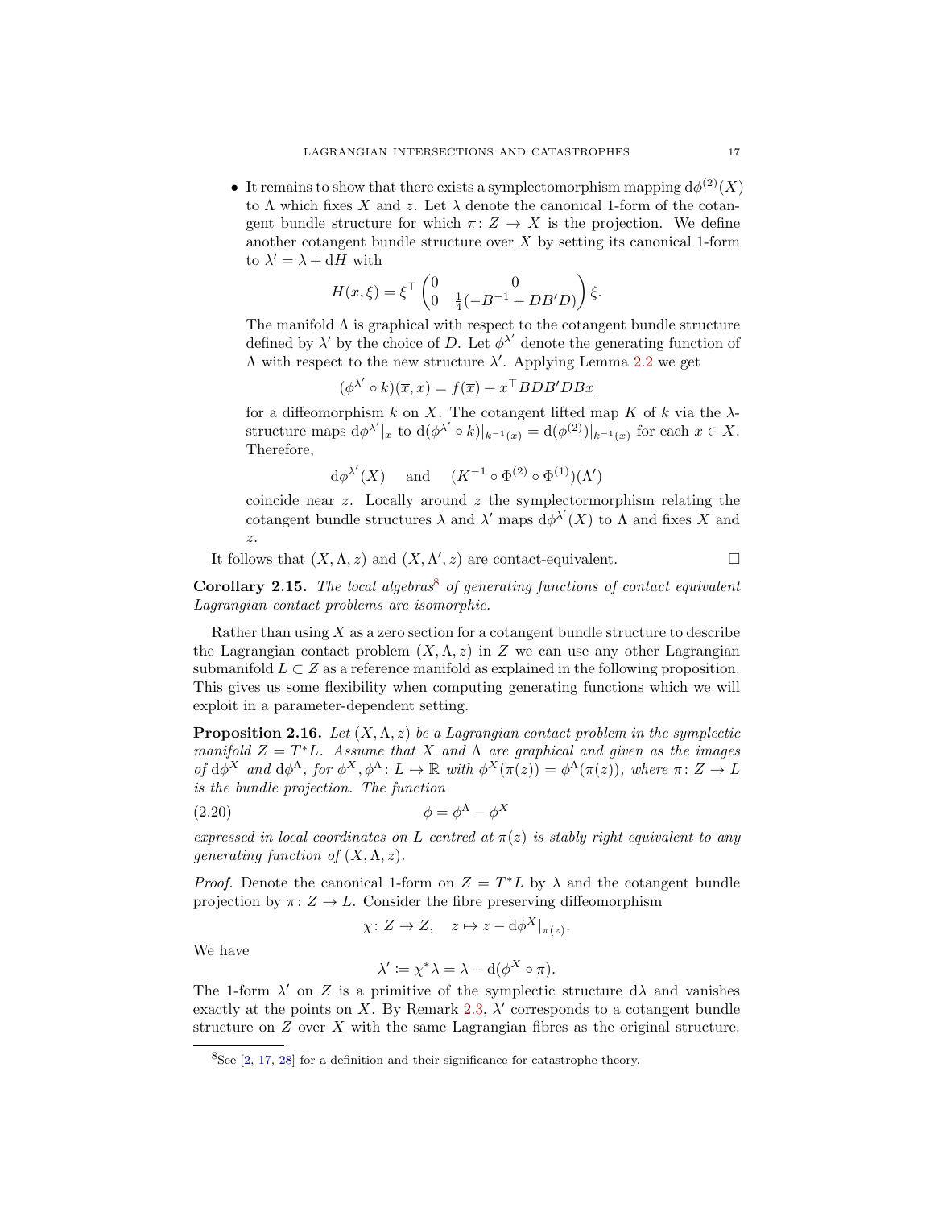- It remains to show that there exists a symplectomorphism mapping $\mathrm{d}\phi^{(2)}(X)$ to $\Lambda$ which fixes $X$ and $z$. Let $\lambda$ denote the canonical 1-form of the cotangent bundle structure for which $\pi\colon Z \to X$ is the projection. We define another cotangent bundle structure over $X$ by setting its canonical 1-form to $\lambda' = \lambda + \mathrm{d}H$ with
$$H(x,\xi) = \xi^\top \begin{pmatrix} 0 & 0 \\ 0 & \frac{1}{4}(-B^{-1} + DB'D) \end{pmatrix} \xi.$$
The manifold $\Lambda$ is graphical with respect to the cotangent bundle structure defined by $\lambda'$ by the choice of $D$. Let $\phi^{\lambda'}$ denote the generating function of $\Lambda$ with respect to the new structure $\lambda'$. Applying Lemma 2.2 we get
$$(\phi^{\lambda'} \circ k)(\overline{x}, \underline{x}) = f(\overline{x}) + \underline{x}^\top BDB'DB\underline{x}$$
for a diffeomorphism $k$ on $X$. The cotangent lifted map $K$ of $k$ via the $\lambda$-structure maps $\mathrm{d}\phi^{\lambda'}|_x$ to $\mathrm{d}(\phi^{\lambda'} \circ k)|_{k^{-1}(x)} = \mathrm{d}(\phi^{(2)})|_{k^{-1}(x)}$ for each $x \in X$. Therefore,
$$\mathrm{d}\phi^{\lambda'}(X) \quad \text{and} \quad (K^{-1} \circ \Phi^{(2)} \circ \Phi^{(1)})(\Lambda')$$
coincide near $z$. Locally around $z$ the symplectormorphism relating the cotangent bundle structures $\lambda$ and $\lambda'$ maps $\mathrm{d}\phi^{\lambda'}(X)$ to $\Lambda$ and fixes $X$ and $z$.

It follows that $(X, \Lambda, z)$ and $(X, \Lambda', z)$ are contact-equivalent. □

**Corollary 2.15.** *The local algebras*[8] *of generating functions of contact equivalent Lagrangian contact problems are isomorphic.*

Rather than using $X$ as a zero section for a cotangent bundle structure to describe the Lagrangian contact problem $(X, \Lambda, z)$ in $Z$ we can use any other Lagrangian submanifold $L \subset Z$ as a reference manifold as explained in the following proposition. This gives us some flexibility when computing generating functions which we will exploit in a parameter-dependent setting.

**Proposition 2.16.** *Let $(X, \Lambda, z)$ be a Lagrangian contact problem in the symplectic manifold $Z = T^*L$. Assume that $X$ and $\Lambda$ are graphical and given as the images of $\mathrm{d}\phi^X$ and $\mathrm{d}\phi^\Lambda$, for $\phi^X, \phi^\Lambda \colon L \to \mathbb{R}$ with $\phi^X(\pi(z)) = \phi^\Lambda(\pi(z))$, where $\pi\colon Z \to L$ is the bundle projection. The function*
$$\phi = \phi^\Lambda - \phi^X \tag{2.20}$$
*expressed in local coordinates on $L$ centred at $\pi(z)$ is stably right equivalent to any generating function of $(X, \Lambda, z)$.*

*Proof.* Denote the canonical 1-form on $Z = T^*L$ by $\lambda$ and the cotangent bundle projection by $\pi\colon Z \to L$. Consider the fibre preserving diffeomorphism
$$\chi\colon Z \to Z, \quad z \mapsto z - \mathrm{d}\phi^X|_{\pi(z)}.$$
We have
$$\lambda' := \chi^*\lambda = \lambda - \mathrm{d}(\phi^X \circ \pi).$$
The 1-form $\lambda'$ on $Z$ is a primitive of the symplectic structure $\mathrm{d}\lambda$ and vanishes exactly at the points on $X$. By Remark 2.3, $\lambda'$ corresponds to a cotangent bundle structure on $Z$ over $X$ with the same Lagrangian fibres as the original structure.

[8] See [2, 17, 28] for a definition and their significance for catastrophe theory.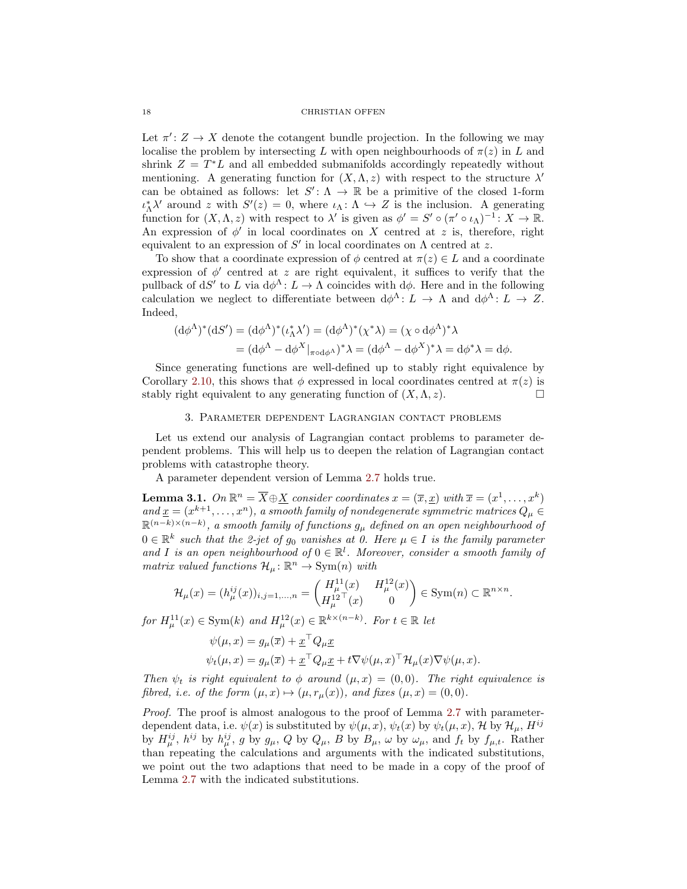Let $\pi' \colon Z \to X$ denote the cotangent bundle projection. In the following we may localise the problem by intersecting $L$ with open neighbourhoods of $\pi(z)$ in $L$ and shrink $Z = T^*L$ and all embedded submanifolds accordingly repeatedly without mentioning. A generating function for $(X, \Lambda, z)$ with respect to the structure $\lambda'$ can be obtained as follows: let $S' \colon \Lambda \to \mathbb{R}$ be a primitive of the closed 1-form $\iota_\Lambda^* \lambda'$ around $z$ with $S'(z) = 0$, where $\iota_\Lambda \colon \Lambda \hookrightarrow Z$ is the inclusion. A generating function for $(X, \Lambda, z)$ with respect to $\lambda'$ is given as $\phi' = S' \circ (\pi' \circ \iota_\Lambda)^{-1} \colon X \to \mathbb{R}$. An expression of $\phi'$ in local coordinates on $X$ centred at $z$ is, therefore, right equivalent to an expression of $S'$ in local coordinates on $\Lambda$ centred at $z$.

To show that a coordinate expression of $\phi$ centred at $\pi(z) \in L$ and a coordinate expression of $\phi'$ centred at $z$ are right equivalent, it suffices to verify that the pullback of $\mathrm{d}S'$ to $L$ via $\mathrm{d}\phi^\Lambda \colon L \to \Lambda$ coincides with $\mathrm{d}\phi$. Here and in the following calculation we neglect to differentiate between $\mathrm{d}\phi^\Lambda \colon L \to \Lambda$ and $\mathrm{d}\phi^\Lambda \colon L \to Z$. Indeed,

$$
\begin{aligned}
(\mathrm{d}\phi^\Lambda)^*(\mathrm{d}S') &= (\mathrm{d}\phi^\Lambda)^*(\iota_\Lambda^* \lambda') = (\mathrm{d}\phi^\Lambda)^*(\chi^* \lambda) = (\chi \circ \mathrm{d}\phi^\Lambda)^* \lambda \\
&= (\mathrm{d}\phi^\Lambda - \mathrm{d}\phi^X|_{\pi \circ \mathrm{d}\phi^\Lambda})^* \lambda = (\mathrm{d}\phi^\Lambda - \mathrm{d}\phi^X)^* \lambda = \mathrm{d}\phi^* \lambda = \mathrm{d}\phi.
\end{aligned}
$$

Since generating functions are well-defined up to stably right equivalence by Corollary 2.10, this shows that $\phi$ expressed in local coordinates centred at $\pi(z)$ is stably right equivalent to any generating function of $(X, \Lambda, z)$. $\square$

## 3. Parameter dependent Lagrangian contact problems

Let us extend our analysis of Lagrangian contact problems to parameter dependent problems. This will help us to deepen the relation of Lagrangian contact problems with catastrophe theory.

A parameter dependent version of Lemma 2.7 holds true.

**Lemma 3.1.** *On $\mathbb{R}^n = \overline{X} \oplus \underline{X}$ consider coordinates $x = (\overline{x}, \underline{x})$ with $\overline{x} = (x^1, \ldots, x^k)$ and $\underline{x} = (x^{k+1}, \ldots, x^n)$, a smooth family of nondegenerate symmetric matrices $Q_\mu \in \mathbb{R}^{(n-k)\times(n-k)}$, a smooth family of functions $g_\mu$ defined on an open neighbourhood of $0 \in \mathbb{R}^k$ such that the 2-jet of $g_0$ vanishes at 0. Here $\mu \in I$ is the family parameter and $I$ is an open neighbourhood of $0 \in \mathbb{R}^l$. Moreover, consider a smooth family of matrix valued functions $\mathcal{H}_\mu \colon \mathbb{R}^n \to \mathrm{Sym}(n)$ with*

$$
\mathcal{H}_\mu(x) = (h_\mu^{ij}(x))_{i,j=1,\ldots,n} = \begin{pmatrix} H_\mu^{11}(x) & H_\mu^{12}(x) \\ {H_\mu^{12}}^\top(x) & 0 \end{pmatrix} \in \mathrm{Sym}(n) \subset \mathbb{R}^{n \times n}.
$$

*for $H_\mu^{11}(x) \in \mathrm{Sym}(k)$ and $H_\mu^{12}(x) \in \mathbb{R}^{k \times (n-k)}$. For $t \in \mathbb{R}$ let*

$$
\begin{aligned}
\psi(\mu, x) &= g_\mu(\overline{x}) + \underline{x}^\top Q_\mu \underline{x} \\
\psi_t(\mu, x) &= g_\mu(\overline{x}) + \underline{x}^\top Q_\mu \underline{x} + t \nabla\psi(\mu, x)^\top \mathcal{H}_\mu(x) \nabla\psi(\mu, x).
\end{aligned}
$$

*Then $\psi_t$ is right equivalent to $\phi$ around $(\mu, x) = (0, 0)$. The right equivalence is fibred, i.e. of the form $(\mu, x) \mapsto (\mu, r_\mu(x))$, and fixes $(\mu, x) = (0, 0)$.*

*Proof.* The proof is almost analogous to the proof of Lemma 2.7 with parameter-dependent data, i.e. $\psi(x)$ is substituted by $\psi(\mu, x)$, $\psi_t(x)$ by $\psi_t(\mu, x)$, $\mathcal{H}$ by $\mathcal{H}_\mu$, $H^{ij}$ by $H_\mu^{ij}$, $h^{ij}$ by $h_\mu^{ij}$, $g$ by $g_\mu$, $Q$ by $Q_\mu$, $B$ by $B_\mu$, $\omega$ by $\omega_\mu$, and $f_t$ by $f_{\mu,t}$. Rather than repeating the calculations and arguments with the indicated substitutions, we point out the two adaptions that need to be made in a copy of the proof of Lemma 2.7 with the indicated substitutions.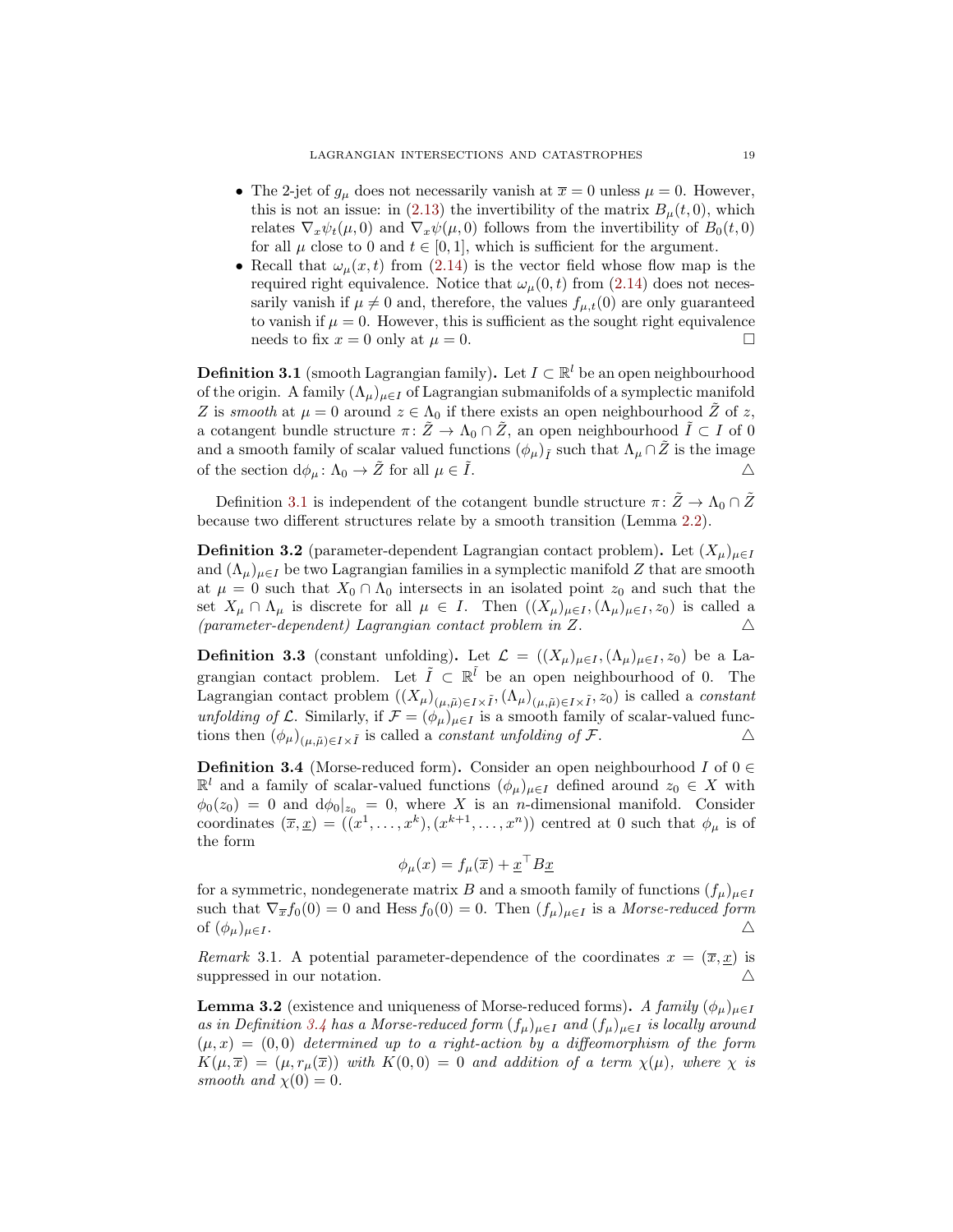- The 2-jet of $g_\mu$ does not necessarily vanish at $\overline{x} = 0$ unless $\mu = 0$. However, this is not an issue: in (2.13) the invertibility of the matrix $B_\mu(t, 0)$, which relates $\nabla_x \psi_t(\mu, 0)$ and $\nabla_x \psi(\mu, 0)$ follows from the invertibility of $B_0(t, 0)$ for all $\mu$ close to 0 and $t \in [0, 1]$, which is sufficient for the argument.
- Recall that $\omega_\mu(x, t)$ from (2.14) is the vector field whose flow map is the required right equivalence. Notice that $\omega_\mu(0, t)$ from (2.14) does not necessarily vanish if $\mu \neq 0$ and, therefore, the values $f_{\mu,t}(0)$ are only guaranteed to vanish if $\mu = 0$. However, this is sufficient as the sought right equivalence needs to fix $x = 0$ only at $\mu = 0$. □

**Definition 3.1** (smooth Lagrangian family)**.** Let $I \subset \mathbb{R}^l$ be an open neighbourhood of the origin. A family $(\Lambda_\mu)_{\mu \in I}$ of Lagrangian submanifolds of a symplectic manifold $Z$ is *smooth* at $\mu = 0$ around $z \in \Lambda_0$ if there exists an open neighbourhood $\tilde{Z}$ of $z$, a cotangent bundle structure $\pi \colon \tilde{Z} \to \Lambda_0 \cap \tilde{Z}$, an open neighbourhood $\tilde{I} \subset I$ of 0 and a smooth family of scalar valued functions $(\phi_\mu)_{\tilde{I}}$ such that $\Lambda_\mu \cap \tilde{Z}$ is the image of the section $\mathrm{d}\phi_\mu \colon \Lambda_0 \to \tilde{Z}$ for all $\mu \in \tilde{I}$. △

Definition 3.1 is independent of the cotangent bundle structure $\pi \colon \tilde{Z} \to \Lambda_0 \cap \tilde{Z}$ because two different structures relate by a smooth transition (Lemma 2.2).

**Definition 3.2** (parameter-dependent Lagrangian contact problem)**.** Let $(X_\mu)_{\mu \in I}$ and $(\Lambda_\mu)_{\mu \in I}$ be two Lagrangian families in a symplectic manifold $Z$ that are smooth at $\mu = 0$ such that $X_0 \cap \Lambda_0$ intersects in an isolated point $z_0$ and such that the set $X_\mu \cap \Lambda_\mu$ is discrete for all $\mu \in I$. Then $((X_\mu)_{\mu \in I}, (\Lambda_\mu)_{\mu \in I}, z_0)$ is called a *(parameter-dependent) Lagrangian contact problem in $Z$*. △

**Definition 3.3** (constant unfolding)**.** Let $\mathcal{L} = ((X_\mu)_{\mu \in I}, (\Lambda_\mu)_{\mu \in I}, z_0)$ be a Lagrangian contact problem. Let $\tilde{I} \subset \mathbb{R}^{\tilde{l}}$ be an open neighbourhood of 0. The Lagrangian contact problem $((X_\mu)_{(\mu,\tilde{\mu}) \in I \times \tilde{I}}, (\Lambda_\mu)_{(\mu,\tilde{\mu}) \in I \times \tilde{I}}, z_0)$ is called a *constant unfolding of $\mathcal{L}$*. Similarly, if $\mathcal{F} = (\phi_\mu)_{\mu \in I}$ is a smooth family of scalar-valued functions then $(\phi_\mu)_{(\mu,\tilde{\mu}) \in I \times \tilde{I}}$ is called a *constant unfolding of $\mathcal{F}$*. △

**Definition 3.4** (Morse-reduced form)**.** Consider an open neighbourhood $I$ of $0 \in \mathbb{R}^l$ and a family of scalar-valued functions $(\phi_\mu)_{\mu \in I}$ defined around $z_0 \in X$ with $\phi_0(z_0) = 0$ and $\mathrm{d}\phi_0|_{z_0} = 0$, where $X$ is an $n$-dimensional manifold. Consider coordinates $(\overline{x}, \underline{x}) = ((x^1, \ldots, x^k), (x^{k+1}, \ldots, x^n))$ centred at 0 such that $\phi_\mu$ is of the form

$$\phi_\mu(x) = f_\mu(\overline{x}) + \underline{x}^\top B \underline{x}$$

for a symmetric, nondegenerate matrix $B$ and a smooth family of functions $(f_\mu)_{\mu \in I}$ such that $\nabla_{\overline{x}} f_0(0) = 0$ and $\operatorname{Hess} f_0(0) = 0$. Then $(f_\mu)_{\mu \in I}$ is a *Morse-reduced form* of $(\phi_\mu)_{\mu \in I}$. △

*Remark* 3.1. A potential parameter-dependence of the coordinates $x = (\overline{x}, \underline{x})$ is suppressed in our notation. △

**Lemma 3.2** (existence and uniqueness of Morse-reduced forms)**.** *A family $(\phi_\mu)_{\mu \in I}$ as in Definition 3.4 has a Morse-reduced form $(f_\mu)_{\mu \in I}$ and $(f_\mu)_{\mu \in I}$ is locally around $(\mu, x) = (0, 0)$ determined up to a right-action by a diffeomorphism of the form $K(\mu, \overline{x}) = (\mu, r_\mu(\overline{x}))$ with $K(0, 0) = 0$ and addition of a term $\chi(\mu)$, where $\chi$ is smooth and $\chi(0) = 0$.*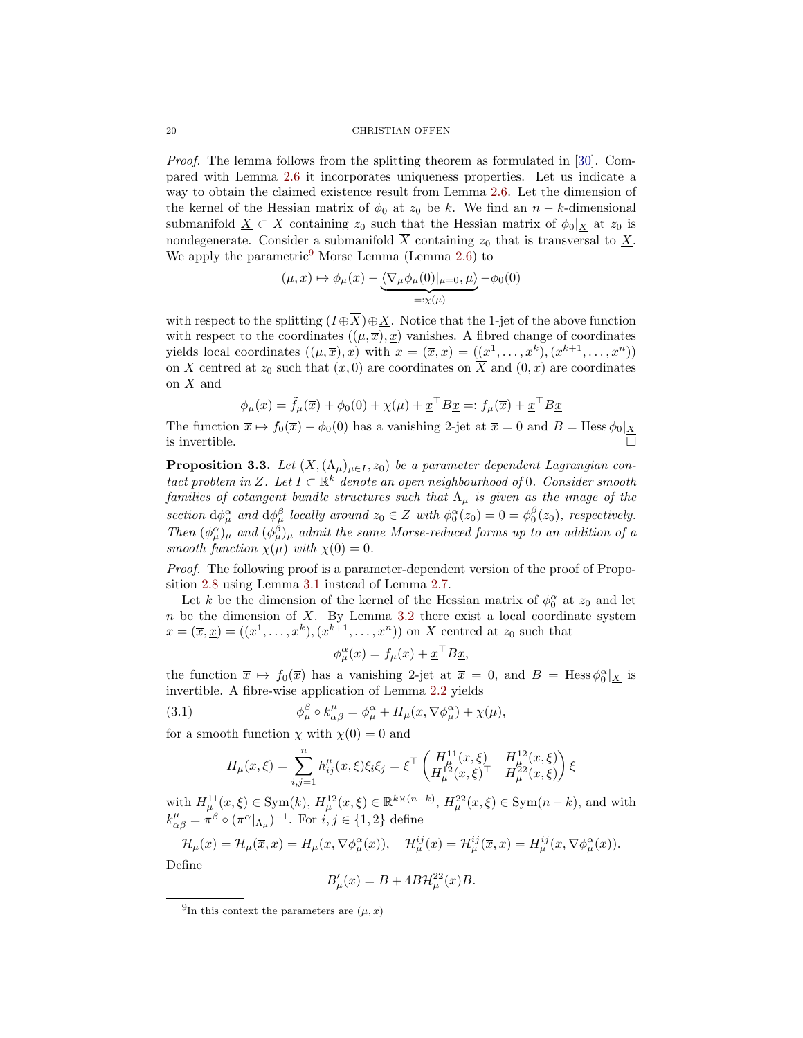*Proof.* The lemma follows from the splitting theorem as formulated in [30]. Compared with Lemma 2.6 it incorporates uniqueness properties. Let us indicate a way to obtain the claimed existence result from Lemma 2.6. Let the dimension of the kernel of the Hessian matrix of $\phi_0$ at $z_0$ be $k$. We find an $n-k$-dimensional submanifold $\underline{X} \subset X$ containing $z_0$ such that the Hessian matrix of $\phi_0|_{\underline{X}}$ at $z_0$ is nondegenerate. Consider a submanifold $\overline{X}$ containing $z_0$ that is transversal to $\underline{X}$. We apply the parametric[9] Morse Lemma (Lemma 2.6) to

$$(\mu, x) \mapsto \phi_\mu(x) - \underbrace{\langle \nabla_\mu \phi_\mu(0)|_{\mu=0}, \mu \rangle}_{=:\chi(\mu)} - \phi_0(0)$$

with respect to the splitting $(I \oplus \overline{X}) \oplus \underline{X}$. Notice that the 1-jet of the above function with respect to the coordinates $((\mu, \overline{x}), \underline{x})$ vanishes. A fibred change of coordinates yields local coordinates $((\mu, \overline{x}), \underline{x})$ with $x = (\overline{x}, \underline{x}) = ((x^1, \ldots, x^k), (x^{k+1}, \ldots, x^n))$ on $X$ centred at $z_0$ such that $(\overline{x}, 0)$ are coordinates on $\overline{X}$ and $(0, \underline{x})$ are coordinates on $\underline{X}$ and

$$\phi_\mu(x) = \tilde{f}_\mu(\overline{x}) + \phi_0(0) + \chi(\mu) + \underline{x}^\top B \underline{x} =: f_\mu(\overline{x}) + \underline{x}^\top B \underline{x}$$

The function $\overline{x} \mapsto f_0(\overline{x}) - \phi_0(0)$ has a vanishing 2-jet at $\overline{x} = 0$ and $B = \operatorname{Hess} \phi_0|_{\underline{X}}$ is invertible. $\square$

**Proposition 3.3.** *Let $(X, (\Lambda_\mu)_{\mu \in I}, z_0)$ be a parameter dependent Lagrangian contact problem in $Z$. Let $I \subset \mathbb{R}^k$ denote an open neighbourhood of $0$. Consider smooth families of cotangent bundle structures such that $\Lambda_\mu$ is given as the image of the section $\mathrm{d}\phi^\alpha_\mu$ and $\mathrm{d}\phi^\beta_\mu$ locally around $z_0 \in Z$ with $\phi^\alpha_0(z_0) = 0 = \phi^\beta_0(z_0)$, respectively. Then $(\phi^\alpha_\mu)_\mu$ and $(\phi^\beta_\mu)_\mu$ admit the same Morse-reduced forms up to an addition of a smooth function $\chi(\mu)$ with $\chi(0) = 0$.*

*Proof.* The following proof is a parameter-dependent version of the proof of Proposition 2.8 using Lemma 3.1 instead of Lemma 2.7.

Let $k$ be the dimension of the kernel of the Hessian matrix of $\phi^\alpha_0$ at $z_0$ and let $n$ be the dimension of $X$. By Lemma 3.2 there exist a local coordinate system $x = (\overline{x}, \underline{x}) = ((x^1, \ldots, x^k), (x^{k+1}, \ldots, x^n))$ on $X$ centred at $z_0$ such that

$$\phi^\alpha_\mu(x) = f_\mu(\overline{x}) + \underline{x}^\top B \underline{x},$$

the function $\overline{x} \mapsto f_0(\overline{x})$ has a vanishing 2-jet at $\overline{x} = 0$, and $B = \operatorname{Hess} \phi^\alpha_0|_{\underline{X}}$ is invertible. A fibre-wise application of Lemma 2.2 yields

$$\phi^\beta_\mu \circ k^\mu_{\alpha\beta} = \phi^\alpha_\mu + H_\mu(x, \nabla \phi^\alpha_\mu) + \chi(\mu), \tag{3.1}$$

for a smooth function $\chi$ with $\chi(0) = 0$ and

$$H_\mu(x, \xi) = \sum_{i,j=1}^n h^\mu_{ij}(x, \xi) \xi_i \xi_j = \xi^\top \begin{pmatrix} H^{11}_\mu(x, \xi) & H^{12}_\mu(x, \xi) \\ H^{12}_\mu(x, \xi)^\top & H^{22}_\mu(x, \xi) \end{pmatrix} \xi$$

with $H^{11}_\mu(x, \xi) \in \operatorname{Sym}(k)$, $H^{12}_\mu(x, \xi) \in \mathbb{R}^{k \times (n-k)}$, $H^{22}_\mu(x, \xi) \in \operatorname{Sym}(n-k)$, and with $k^\mu_{\alpha\beta} = \pi^\beta \circ (\pi^\alpha|_{\Lambda_\mu})^{-1}$. For $i, j \in \{1, 2\}$ define

$$\mathcal{H}_\mu(x) = \mathcal{H}_\mu(\overline{x}, \underline{x}) = H_\mu(x, \nabla \phi^\alpha_\mu(x)), \quad \mathcal{H}^{ij}_\mu(x) = \mathcal{H}^{ij}_\mu(\overline{x}, \underline{x}) = H^{ij}_\mu(x, \nabla \phi^\alpha_\mu(x)).$$

Define

$$B'_\mu(x) = B + 4B\mathcal{H}^{22}_\mu(x)B.$$

[9] In this context the parameters are $(\mu, \overline{x})$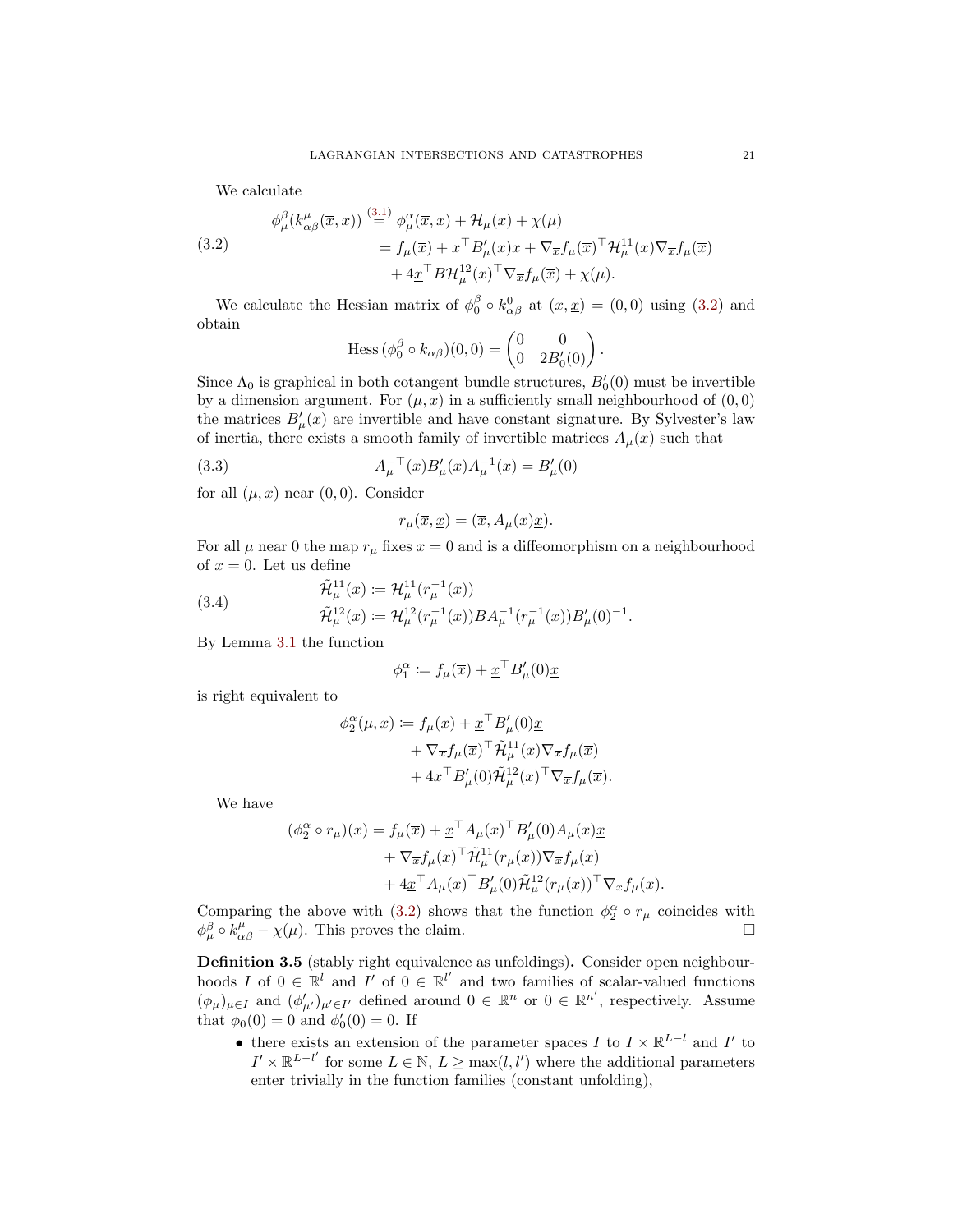We calculate

$$
\begin{aligned}
\phi^\beta_\mu(k^\mu_{\alpha\beta}(\overline{x},\underline{x})) &\overset{(3.1)}{=} \phi^\alpha_\mu(\overline{x},\underline{x}) + \mathcal{H}_\mu(x) + \chi(\mu) \\
&= f_\mu(\overline{x}) + \underline{x}^\top B'_\mu(x)\underline{x} + \nabla_{\overline{x}} f_\mu(\overline{x})^\top \mathcal{H}^{11}_\mu(x) \nabla_{\overline{x}} f_\mu(\overline{x}) \\
&\quad + 4\underline{x}^\top B \mathcal{H}^{12}_\mu(x)^\top \nabla_{\overline{x}} f_\mu(\overline{x}) + \chi(\mu).
\end{aligned} \tag{3.2}
$$

We calculate the Hessian matrix of $\phi^\beta_0 \circ k^0_{\alpha\beta}$ at $(\overline{x},\underline{x}) = (0,0)$ using (3.2) and obtain

$$
\mathrm{Hess}\,(\phi^\beta_0 \circ k_{\alpha\beta})(0,0) = \begin{pmatrix} 0 & 0 \\ 0 & 2B'_0(0) \end{pmatrix}.
$$

Since $\Lambda_0$ is graphical in both cotangent bundle structures, $B'_0(0)$ must be invertible by a dimension argument. For $(\mu, x)$ in a sufficiently small neighbourhood of $(0,0)$ the matrices $B'_\mu(x)$ are invertible and have constant signature. By Sylvester's law of inertia, there exists a smooth family of invertible matrices $A_\mu(x)$ such that

$$
A_\mu^{-\top}(x) B'_\mu(x) A_\mu^{-1}(x) = B'_\mu(0) \tag{3.3}
$$

for all $(\mu, x)$ near $(0,0)$. Consider

$$
r_\mu(\overline{x},\underline{x}) = (\overline{x}, A_\mu(x)\underline{x}).
$$

For all $\mu$ near 0 the map $r_\mu$ fixes $x=0$ and is a diffeomorphism on a neighbourhood of $x=0$. Let us define

$$
\begin{aligned}
\tilde{\mathcal{H}}^{11}_\mu(x) &:= \mathcal{H}^{11}_\mu(r_\mu^{-1}(x)) \\
\tilde{\mathcal{H}}^{12}_\mu(x) &:= \mathcal{H}^{12}_\mu(r_\mu^{-1}(x)) B A_\mu^{-1}(r_\mu^{-1}(x)) B'_\mu(0)^{-1}.
\end{aligned} \tag{3.4}
$$

By Lemma 3.1 the function

$$
\phi^\alpha_1 := f_\mu(\overline{x}) + \underline{x}^\top B'_\mu(0)\underline{x}
$$

is right equivalent to

$$
\begin{aligned}
\phi^\alpha_2(\mu, x) := &\, f_\mu(\overline{x}) + \underline{x}^\top B'_\mu(0)\underline{x} \\
&+ \nabla_{\overline{x}} f_\mu(\overline{x})^\top \tilde{\mathcal{H}}^{11}_\mu(x) \nabla_{\overline{x}} f_\mu(\overline{x}) \\
&+ 4\underline{x}^\top B'_\mu(0) \tilde{\mathcal{H}}^{12}_\mu(x)^\top \nabla_{\overline{x}} f_\mu(\overline{x}).
\end{aligned}
$$

We have

$$
\begin{aligned}
(\phi^\alpha_2 \circ r_\mu)(x) = &\, f_\mu(\overline{x}) + \underline{x}^\top A_\mu(x)^\top B'_\mu(0) A_\mu(x)\underline{x} \\
&+ \nabla_{\overline{x}} f_\mu(\overline{x})^\top \tilde{\mathcal{H}}^{11}_\mu(r_\mu(x)) \nabla_{\overline{x}} f_\mu(\overline{x}) \\
&+ 4\underline{x}^\top A_\mu(x)^\top B'_\mu(0) \tilde{\mathcal{H}}^{12}_\mu(r_\mu(x))^\top \nabla_{\overline{x}} f_\mu(\overline{x}).
\end{aligned}
$$

Comparing the above with (3.2) shows that the function $\phi^\alpha_2 \circ r_\mu$ coincides with $\phi^\beta_\mu \circ k^\mu_{\alpha\beta} - \chi(\mu)$. This proves the claim. $\square$

**Definition 3.5** (stably right equivalence as unfoldings)**.** Consider open neighbourhoods $I$ of $0 \in \mathbb{R}^l$ and $I'$ of $0 \in \mathbb{R}^{l'}$ and two families of scalar-valued functions $(\phi_\mu)_{\mu \in I}$ and $(\phi'_{\mu'})_{\mu' \in I'}$ defined around $0 \in \mathbb{R}^n$ or $0 \in \mathbb{R}^{n'}$, respectively. Assume that $\phi_0(0) = 0$ and $\phi'_0(0) = 0$. If

- there exists an extension of the parameter spaces $I$ to $I \times \mathbb{R}^{L-l}$ and $I'$ to $I' \times \mathbb{R}^{L-l'}$ for some $L \in \mathbb{N}$, $L \geq \max(l, l')$ where the additional parameters enter trivially in the function families (constant unfolding),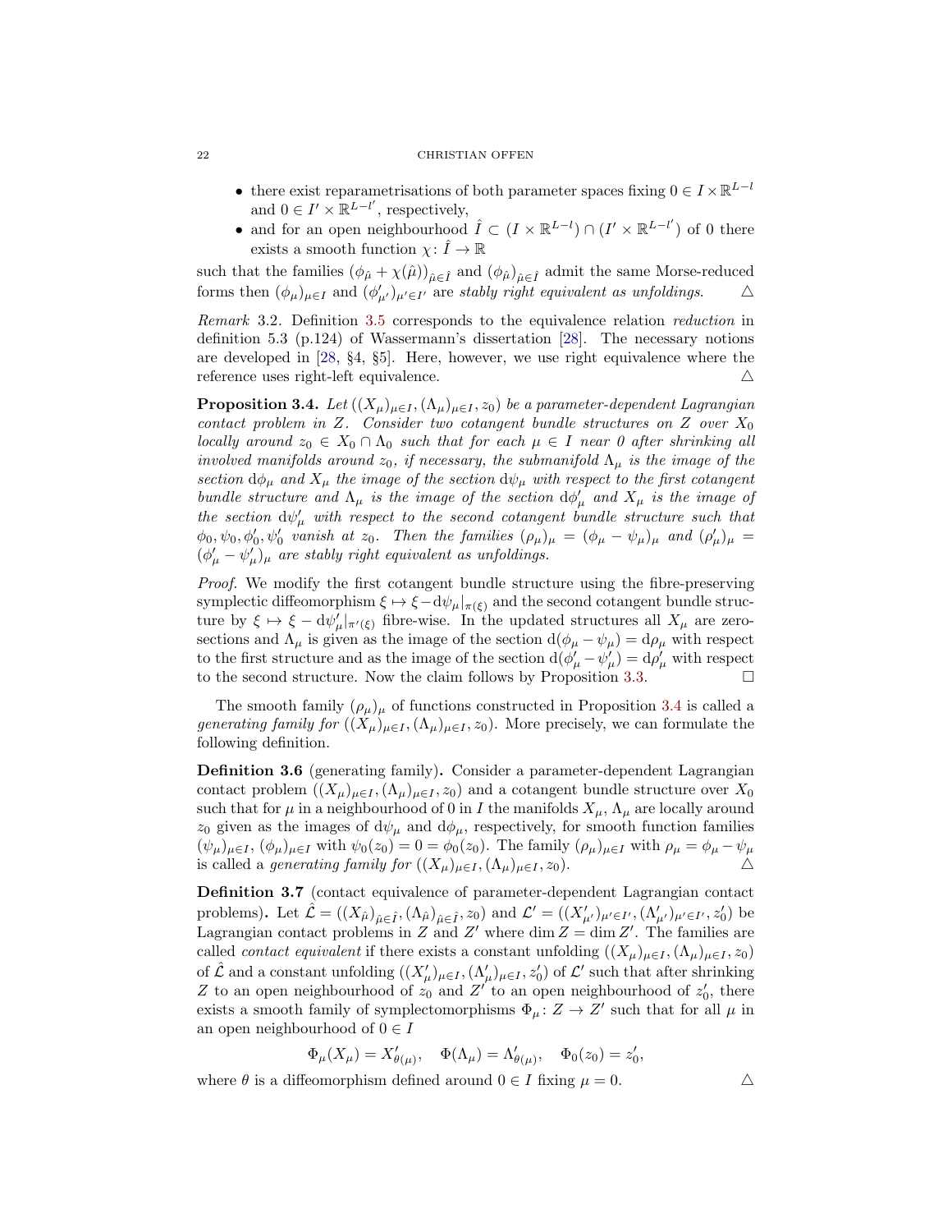- there exist reparametrisations of both parameter spaces fixing $0 \in I \times \mathbb{R}^{L-l}$ and $0 \in I' \times \mathbb{R}^{L-l'}$, respectively,
- and for an open neighbourhood $\hat{I} \subset (I \times \mathbb{R}^{L-l}) \cap (I' \times \mathbb{R}^{L-l'})$ of 0 there exists a smooth function $\chi \colon \hat{I} \to \mathbb{R}$

such that the families $(\phi_{\hat{\mu}} + \chi(\hat{\mu}))_{\hat{\mu} \in \hat{I}}$ and $(\phi_{\hat{\mu}})_{\hat{\mu} \in \hat{I}}$ admit the same Morse-reduced forms then $(\phi_\mu)_{\mu \in I}$ and $(\phi'_{\mu'})_{\mu' \in I'}$ are *stably right equivalent as unfoldings*. △

*Remark* 3.2. Definition 3.5 corresponds to the equivalence relation *reduction* in definition 5.3 (p.124) of Wassermann's dissertation [28]. The necessary notions are developed in [28, §4, §5]. Here, however, we use right equivalence where the reference uses right-left equivalence. △

**Proposition 3.4.** *Let $((X_\mu)_{\mu \in I}, (\Lambda_\mu)_{\mu \in I}, z_0)$ be a parameter-dependent Lagrangian contact problem in $Z$. Consider two cotangent bundle structures on $Z$ over $X_0$ locally around $z_0 \in X_0 \cap \Lambda_0$ such that for each $\mu \in I$ near 0 after shrinking all involved manifolds around $z_0$, if necessary, the submanifold $\Lambda_\mu$ is the image of the section $\mathrm{d}\phi_\mu$ and $X_\mu$ the image of the section $\mathrm{d}\psi_\mu$ with respect to the first cotangent bundle structure and $\Lambda_\mu$ is the image of the section $\mathrm{d}\phi'_\mu$ and $X_\mu$ is the image of the section $\mathrm{d}\psi'_\mu$ with respect to the second cotangent bundle structure such that $\phi_0, \psi_0, \phi'_0, \psi'_0$ vanish at $z_0$. Then the families $(\rho_\mu)_\mu = (\phi_\mu - \psi_\mu)_\mu$ and $(\rho'_\mu)_\mu = (\phi'_\mu - \psi'_\mu)_\mu$ are stably right equivalent as unfoldings.*

*Proof.* We modify the first cotangent bundle structure using the fibre-preserving symplectic diffeomorphism $\xi \mapsto \xi - \mathrm{d}\psi_\mu|_{\pi(\xi)}$ and the second cotangent bundle structure by $\xi \mapsto \xi - \mathrm{d}\psi'_\mu|_{\pi'(\xi)}$ fibre-wise. In the updated structures all $X_\mu$ are zero-sections and $\Lambda_\mu$ is given as the image of the section $\mathrm{d}(\phi_\mu - \psi_\mu) = \mathrm{d}\rho_\mu$ with respect to the first structure and as the image of the section $\mathrm{d}(\phi'_\mu - \psi'_\mu) = \mathrm{d}\rho'_\mu$ with respect to the second structure. Now the claim follows by Proposition 3.3. □

The smooth family $(\rho_\mu)_\mu$ of functions constructed in Proposition 3.4 is called a *generating family for* $((X_\mu)_{\mu \in I}, (\Lambda_\mu)_{\mu \in I}, z_0)$. More precisely, we can formulate the following definition.

**Definition 3.6** (generating family)**.** Consider a parameter-dependent Lagrangian contact problem $((X_\mu)_{\mu \in I}, (\Lambda_\mu)_{\mu \in I}, z_0)$ and a cotangent bundle structure over $X_0$ such that for $\mu$ in a neighbourhood of 0 in $I$ the manifolds $X_\mu$, $\Lambda_\mu$ are locally around $z_0$ given as the images of $\mathrm{d}\psi_\mu$ and $\mathrm{d}\phi_\mu$, respectively, for smooth function families $(\psi_\mu)_{\mu \in I}$, $(\phi_\mu)_{\mu \in I}$ with $\psi_0(z_0) = 0 = \phi_0(z_0)$. The family $(\rho_\mu)_{\mu \in I}$ with $\rho_\mu = \phi_\mu - \psi_\mu$ is called a *generating family for* $((X_\mu)_{\mu \in I}, (\Lambda_\mu)_{\mu \in I}, z_0)$. △

**Definition 3.7** (contact equivalence of parameter-dependent Lagrangian contact problems)**.** Let $\hat{\mathcal{L}} = ((X_{\hat{\mu}})_{\hat{\mu} \in \hat{I}}, (\Lambda_{\hat{\mu}})_{\hat{\mu} \in \hat{I}}, z_0)$ and $\mathcal{L}' = ((X'_{\mu'})_{\mu' \in I'}, (\Lambda'_{\mu'})_{\mu' \in I'}, z'_0)$ be Lagrangian contact problems in $Z$ and $Z'$ where $\dim Z = \dim Z'$. The families are called *contact equivalent* if there exists a constant unfolding $((X_\mu)_{\mu \in I}, (\Lambda_\mu)_{\mu \in I}, z_0)$ of $\hat{\mathcal{L}}$ and a constant unfolding $((X'_\mu)_{\mu \in I}, (\Lambda'_\mu)_{\mu \in I}, z'_0)$ of $\mathcal{L}'$ such that after shrinking $Z$ to an open neighbourhood of $z_0$ and $Z'$ to an open neighbourhood of $z'_0$, there exists a smooth family of symplectomorphisms $\Phi_\mu \colon Z \to Z'$ such that for all $\mu$ in an open neighbourhood of $0 \in I$

$$\Phi_\mu(X_\mu) = X'_{\theta(\mu)}, \quad \Phi(\Lambda_\mu) = \Lambda'_{\theta(\mu)}, \quad \Phi_0(z_0) = z'_0,$$

where $\theta$ is a diffeomorphism defined around $0 \in I$ fixing $\mu = 0$. △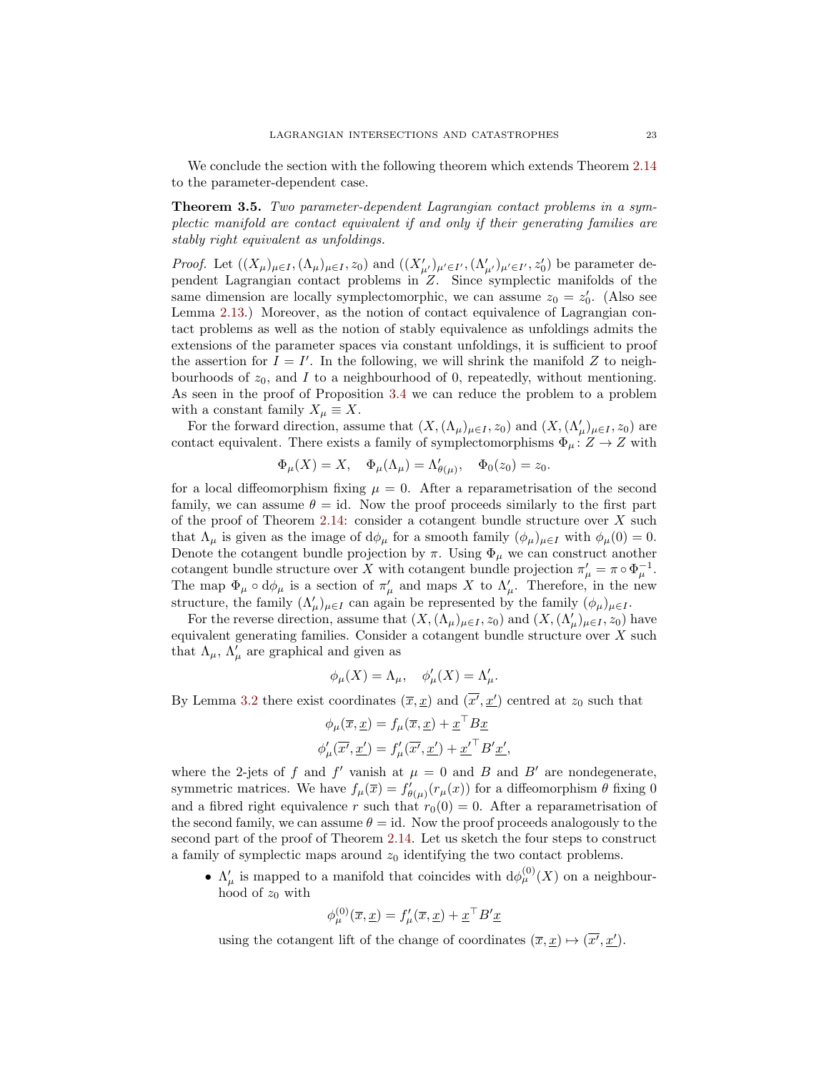We conclude the section with the following theorem which extends Theorem 2.14 to the parameter-dependent case.

**Theorem 3.5.** *Two parameter-dependent Lagrangian contact problems in a symplectic manifold are contact equivalent if and only if their generating families are stably right equivalent as unfoldings.*

*Proof.* Let $((X_\mu)_{\mu\in I}, (\Lambda_\mu)_{\mu\in I}, z_0)$ and $((X'_{\mu'})_{\mu'\in I'}, (\Lambda'_{\mu'})_{\mu'\in I'}, z'_0)$ be parameter dependent Lagrangian contact problems in $Z$. Since symplectic manifolds of the same dimension are locally symplectomorphic, we can assume $z_0 = z'_0$. (Also see Lemma 2.13.) Moreover, as the notion of contact equivalence of Lagrangian contact problems as well as the notion of stably equivalence as unfoldings admits the extensions of the parameter spaces via constant unfoldings, it is sufficient to proof the assertion for $I = I'$. In the following, we will shrink the manifold $Z$ to neighbourhoods of $z_0$, and $I$ to a neighbourhood of 0, repeatedly, without mentioning. As seen in the proof of Proposition 3.4 we can reduce the problem to a problem with a constant family $X_\mu \equiv X$.

For the forward direction, assume that $(X, (\Lambda_\mu)_{\mu\in I}, z_0)$ and $(X, (\Lambda'_\mu)_{\mu\in I}, z_0)$ are contact equivalent. There exists a family of symplectomorphisms $\Phi_\mu \colon Z \to Z$ with

$$\Phi_\mu(X) = X, \quad \Phi_\mu(\Lambda_\mu) = \Lambda'_{\theta(\mu)}, \quad \Phi_0(z_0) = z_0.$$

for a local diffeomorphism fixing $\mu = 0$. After a reparametrisation of the second family, we can assume $\theta = \mathrm{id}$. Now the proof proceeds similarly to the first part of the proof of Theorem 2.14: consider a cotangent bundle structure over $X$ such that $\Lambda_\mu$ is given as the image of $\mathrm{d}\phi_\mu$ for a smooth family $(\phi_\mu)_{\mu\in I}$ with $\phi_\mu(0) = 0$. Denote the cotangent bundle projection by $\pi$. Using $\Phi_\mu$ we can construct another cotangent bundle structure over $X$ with cotangent bundle projection $\pi'_\mu = \pi \circ \Phi_\mu^{-1}$. The map $\Phi_\mu \circ \mathrm{d}\phi_\mu$ is a section of $\pi'_\mu$ and maps $X$ to $\Lambda'_\mu$. Therefore, in the new structure, the family $(\Lambda'_\mu)_{\mu\in I}$ can again be represented by the family $(\phi_\mu)_{\mu\in I}$.

For the reverse direction, assume that $(X, (\Lambda_\mu)_{\mu\in I}, z_0)$ and $(X, (\Lambda'_\mu)_{\mu\in I}, z_0)$ have equivalent generating families. Consider a cotangent bundle structure over $X$ such that $\Lambda_\mu$, $\Lambda'_\mu$ are graphical and given as

$$\phi_\mu(X) = \Lambda_\mu, \quad \phi'_\mu(X) = \Lambda'_\mu.$$

By Lemma 3.2 there exist coordinates $(\overline{x}, \underline{x})$ and $(\overline{x'}, \underline{x'})$ centred at $z_0$ such that

$$\begin{aligned}
\phi_\mu(\overline{x}, \underline{x}) &= f_\mu(\overline{x}, \underline{x}) + \underline{x}^\top B \underline{x} \\
\phi'_\mu(\overline{x'}, \underline{x'}) &= f'_\mu(\overline{x'}, \underline{x'}) + \underline{x'}^\top B' \underline{x'},
\end{aligned}$$

where the 2-jets of $f$ and $f'$ vanish at $\mu = 0$ and $B$ and $B'$ are nondegenerate, symmetric matrices. We have $f_\mu(\overline{x}) = f'_{\theta(\mu)}(r_\mu(x))$ for a diffeomorphism $\theta$ fixing 0 and a fibred right equivalence $r$ such that $r_0(0) = 0$. After a reparametrisation of the second family, we can assume $\theta = \mathrm{id}$. Now the proof proceeds analogously to the second part of the proof of Theorem 2.14. Let us sketch the four steps to construct a family of symplectic maps around $z_0$ identifying the two contact problems.

- $\Lambda'_\mu$ is mapped to a manifold that coincides with $\mathrm{d}\phi^{(0)}_\mu(X)$ on a neighbourhood of $z_0$ with

  $$\phi^{(0)}_\mu(\overline{x}, \underline{x}) = f'_\mu(\overline{x}, \underline{x}) + \underline{x}^\top B' \underline{x}$$

  using the cotangent lift of the change of coordinates $(\overline{x}, \underline{x}) \mapsto (\overline{x'}, \underline{x'})$.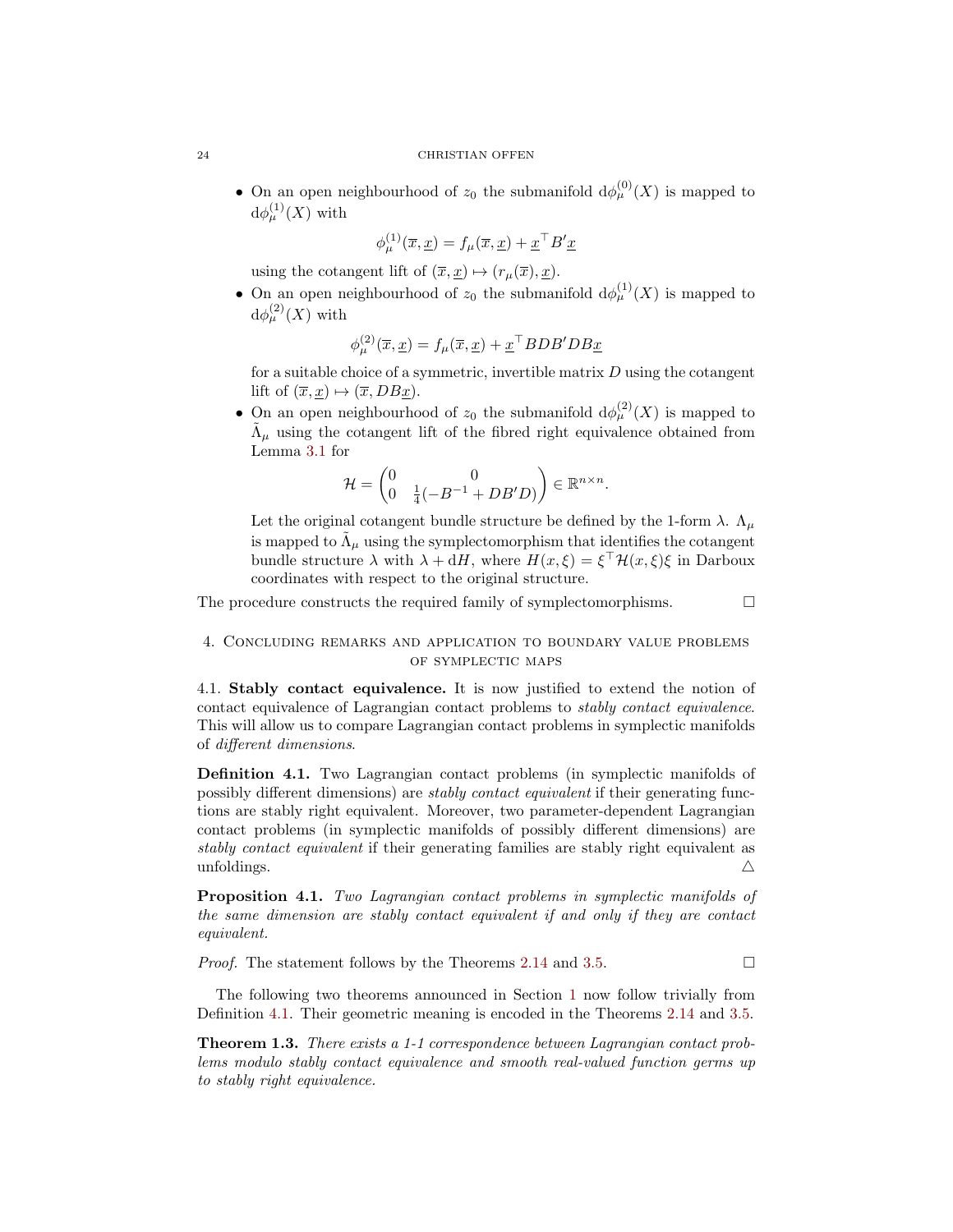- On an open neighbourhood of $z_0$ the submanifold $\mathrm{d}\phi_\mu^{(0)}(X)$ is mapped to $\mathrm{d}\phi_\mu^{(1)}(X)$ with

$$\phi_\mu^{(1)}(\overline{x}, \underline{x}) = f_\mu(\overline{x}, \underline{x}) + \underline{x}^\top B' \underline{x}$$

using the cotangent lift of $(\overline{x}, \underline{x}) \mapsto (r_\mu(\overline{x}), \underline{x})$.

- On an open neighbourhood of $z_0$ the submanifold $\mathrm{d}\phi_\mu^{(1)}(X)$ is mapped to $\mathrm{d}\phi_\mu^{(2)}(X)$ with

$$\phi_\mu^{(2)}(\overline{x}, \underline{x}) = f_\mu(\overline{x}, \underline{x}) + \underline{x}^\top BDB'DB\underline{x}$$

for a suitable choice of a symmetric, invertible matrix $D$ using the cotangent lift of $(\overline{x}, \underline{x}) \mapsto (\overline{x}, DB\underline{x})$.

- On an open neighbourhood of $z_0$ the submanifold $\mathrm{d}\phi_\mu^{(2)}(X)$ is mapped to $\tilde{\Lambda}_\mu$ using the cotangent lift of the fibred right equivalence obtained from Lemma 3.1 for

$$\mathcal{H} = \begin{pmatrix} 0 & 0 \\ 0 & \frac{1}{4}(-B^{-1} + DB'D) \end{pmatrix} \in \mathbb{R}^{n \times n}.$$

Let the original cotangent bundle structure be defined by the 1-form $\lambda$. $\Lambda_\mu$ is mapped to $\tilde{\Lambda}_\mu$ using the symplectomorphism that identifies the cotangent bundle structure $\lambda$ with $\lambda + \mathrm{d}H$, where $H(x,\xi) = \xi^\top \mathcal{H}(x,\xi)\xi$ in Darboux coordinates with respect to the original structure.

The procedure constructs the required family of symplectomorphisms. □

## 4. Concluding remarks and application to boundary value problems of symplectic maps

4.1. **Stably contact equivalence.** It is now justified to extend the notion of contact equivalence of Lagrangian contact problems to *stably contact equivalence*. This will allow us to compare Lagrangian contact problems in symplectic manifolds of *different dimensions*.

**Definition 4.1.** Two Lagrangian contact problems (in symplectic manifolds of possibly different dimensions) are *stably contact equivalent* if their generating functions are stably right equivalent. Moreover, two parameter-dependent Lagrangian contact problems (in symplectic manifolds of possibly different dimensions) are *stably contact equivalent* if their generating families are stably right equivalent as unfoldings. △

**Proposition 4.1.** *Two Lagrangian contact problems in symplectic manifolds of the same dimension are stably contact equivalent if and only if they are contact equivalent.*

*Proof.* The statement follows by the Theorems 2.14 and 3.5. □

The following two theorems announced in Section 1 now follow trivially from Definition 4.1. Their geometric meaning is encoded in the Theorems 2.14 and 3.5.

**Theorem 1.3.** *There exists a 1-1 correspondence between Lagrangian contact problems modulo stably contact equivalence and smooth real-valued function germs up to stably right equivalence.*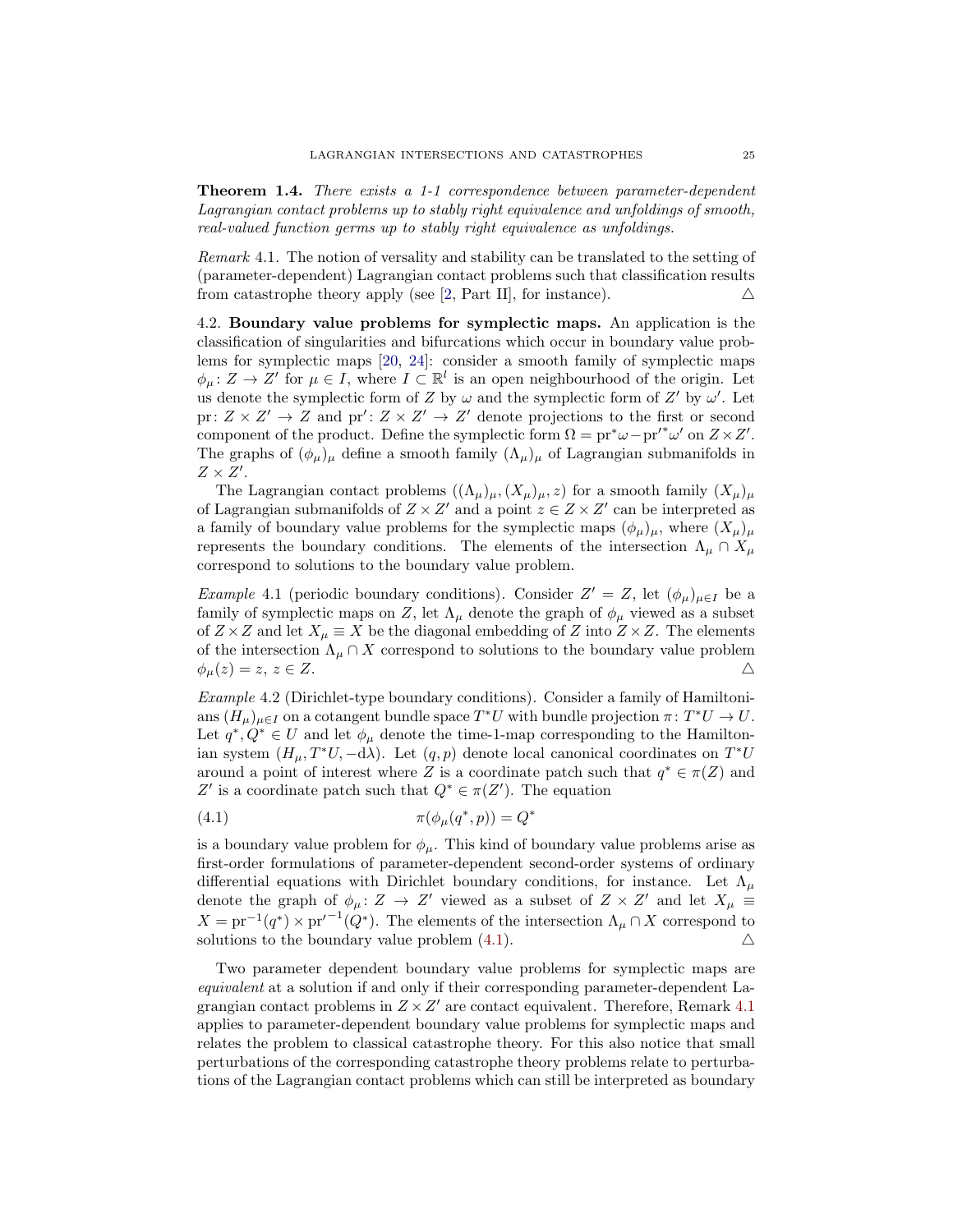**Theorem 1.4.** *There exists a 1-1 correspondence between parameter-dependent Lagrangian contact problems up to stably right equivalence and unfoldings of smooth, real-valued function germs up to stably right equivalence as unfoldings.*

*Remark* 4.1. The notion of versality and stability can be translated to the setting of (parameter-dependent) Lagrangian contact problems such that classification results from catastrophe theory apply (see [2, Part II], for instance). △

4.2. **Boundary value problems for symplectic maps.** An application is the classification of singularities and bifurcations which occur in boundary value problems for symplectic maps [20, 24]: consider a smooth family of symplectic maps $\phi_\mu \colon Z \to Z'$ for $\mu \in I$, where $I \subset \mathbb{R}^l$ is an open neighbourhood of the origin. Let us denote the symplectic form of $Z$ by $\omega$ and the symplectic form of $Z'$ by $\omega'$. Let $\mathrm{pr} \colon Z \times Z' \to Z$ and $\mathrm{pr}' \colon Z \times Z' \to Z'$ denote projections to the first or second component of the product. Define the symplectic form $\Omega = \mathrm{pr}^*\omega - \mathrm{pr}'^*\omega'$ on $Z \times Z'$. The graphs of $(\phi_\mu)_\mu$ define a smooth family $(\Lambda_\mu)_\mu$ of Lagrangian submanifolds in $Z \times Z'$.

The Lagrangian contact problems $((\Lambda_\mu)_\mu, (X_\mu)_\mu, z)$ for a smooth family $(X_\mu)_\mu$ of Lagrangian submanifolds of $Z \times Z'$ and a point $z \in Z \times Z'$ can be interpreted as a family of boundary value problems for the symplectic maps $(\phi_\mu)_\mu$, where $(X_\mu)_\mu$ represents the boundary conditions. The elements of the intersection $\Lambda_\mu \cap X_\mu$ correspond to solutions to the boundary value problem.

*Example* 4.1 (periodic boundary conditions). Consider $Z' = Z$, let $(\phi_\mu)_{\mu \in I}$ be a family of symplectic maps on $Z$, let $\Lambda_\mu$ denote the graph of $\phi_\mu$ viewed as a subset of $Z \times Z$ and let $X_\mu \equiv X$ be the diagonal embedding of $Z$ into $Z \times Z$. The elements of the intersection $\Lambda_\mu \cap X$ correspond to solutions to the boundary value problem $\phi_\mu(z) = z$, $z \in Z$. △

*Example* 4.2 (Dirichlet-type boundary conditions). Consider a family of Hamiltonians $(H_\mu)_{\mu \in I}$ on a cotangent bundle space $T^*U$ with bundle projection $\pi \colon T^*U \to U$. Let $q^*, Q^* \in U$ and let $\phi_\mu$ denote the time-1-map corresponding to the Hamiltonian system $(H_\mu, T^*U, -\mathrm{d}\lambda)$. Let $(q,p)$ denote local canonical coordinates on $T^*U$ around a point of interest where $Z$ is a coordinate patch such that $q^* \in \pi(Z)$ and $Z'$ is a coordinate patch such that $Q^* \in \pi(Z')$. The equation

$$\pi(\phi_\mu(q^*, p)) = Q^* \tag{4.1}$$

is a boundary value problem for $\phi_\mu$. This kind of boundary value problems arise as first-order formulations of parameter-dependent second-order systems of ordinary differential equations with Dirichlet boundary conditions, for instance. Let $\Lambda_\mu$ denote the graph of $\phi_\mu \colon Z \to Z'$ viewed as a subset of $Z \times Z'$ and let $X_\mu \equiv X = \mathrm{pr}^{-1}(q^*) \times {\mathrm{pr}'}^{-1}(Q^*)$. The elements of the intersection $\Lambda_\mu \cap X$ correspond to solutions to the boundary value problem (4.1). △

Two parameter dependent boundary value problems for symplectic maps are *equivalent* at a solution if and only if their corresponding parameter-dependent Lagrangian contact problems in $Z \times Z'$ are contact equivalent. Therefore, Remark 4.1 applies to parameter-dependent boundary value problems for symplectic maps and relates the problem to classical catastrophe theory. For this also notice that small perturbations of the corresponding catastrophe theory problems relate to perturbations of the Lagrangian contact problems which can still be interpreted as boundary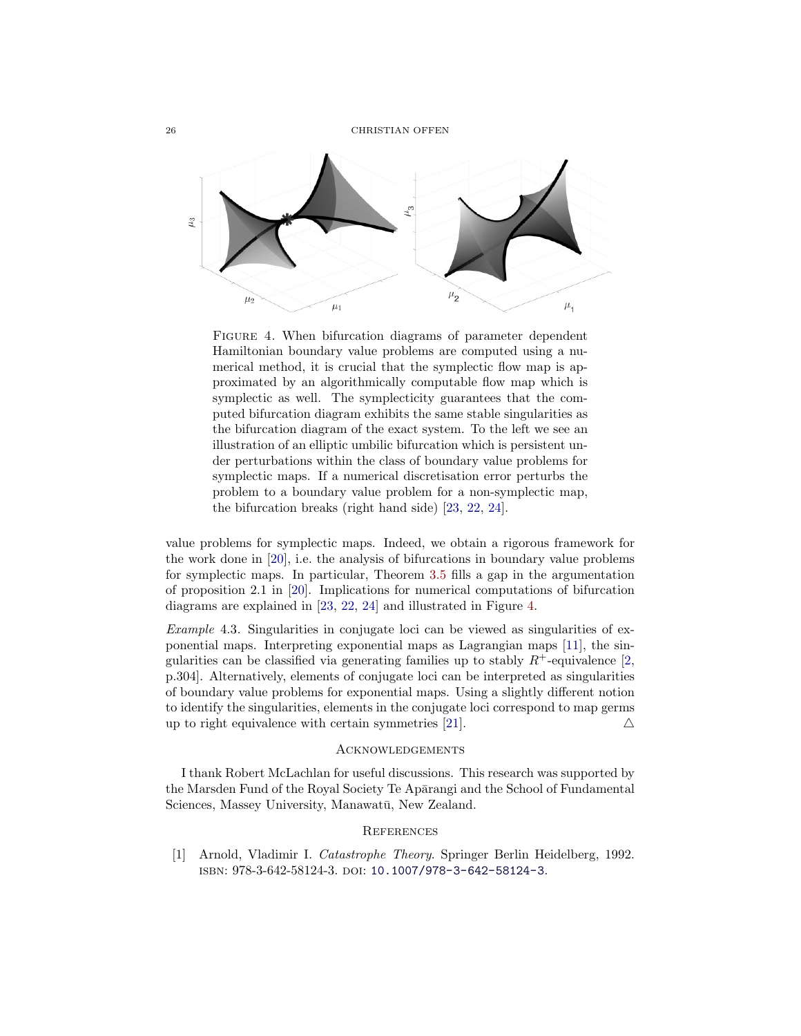FIGURE 4. When bifurcation diagrams of parameter dependent Hamiltonian boundary value problems are computed using a numerical method, it is crucial that the symplectic flow map is approximated by an algorithmically computable flow map which is symplectic as well. The symplecticity guarantees that the computed bifurcation diagram exhibits the same stable singularities as the bifurcation diagram of the exact system. To the left we see an illustration of an elliptic umbilic bifurcation which is persistent under perturbations within the class of boundary value problems for symplectic maps. If a numerical discretisation error perturbs the problem to a boundary value problem for a non-symplectic map, the bifurcation breaks (right hand side) [23, 22, 24].

value problems for symplectic maps. Indeed, we obtain a rigorous framework for the work done in [20], i.e. the analysis of bifurcations in boundary value problems for symplectic maps. In particular, Theorem 3.5 fills a gap in the argumentation of proposition 2.1 in [20]. Implications for numerical computations of bifurcation diagrams are explained in [23, 22, 24] and illustrated in Figure 4.

*Example* 4.3. Singularities in conjugate loci can be viewed as singularities of exponential maps. Interpreting exponential maps as Lagrangian maps [11], the singularities can be classified via generating families up to stably $R^+$-equivalence [2, p.304]. Alternatively, elements of conjugate loci can be interpreted as singularities of boundary value problems for exponential maps. Using a slightly different notion to identify the singularities, elements in the conjugate loci correspond to map germs up to right equivalence with certain symmetries [21]. △

## Acknowledgements

I thank Robert McLachlan for useful discussions. This research was supported by the Marsden Fund of the Royal Society Te Apārangi and the School of Fundamental Sciences, Massey University, Manawatū, New Zealand.

## References

[1] Arnold, Vladimir I. *Catastrophe Theory*. Springer Berlin Heidelberg, 1992. ISBN: 978-3-642-58124-3. DOI: 10.1007/978-3-642-58124-3.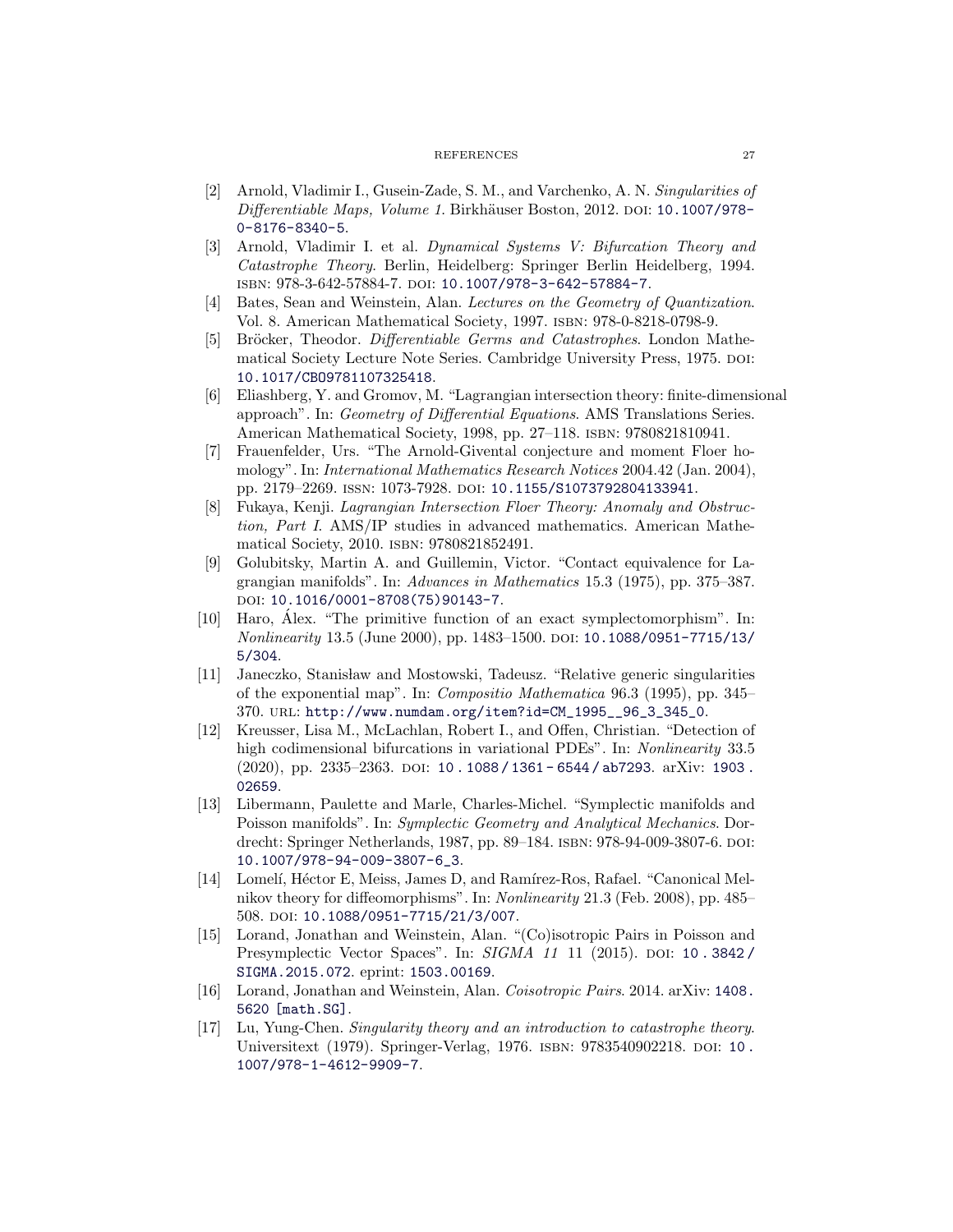[2] Arnold, Vladimir I., Gusein-Zade, S. M., and Varchenko, A. N. *Singularities of Differentiable Maps, Volume 1*. Birkhäuser Boston, 2012. DOI: 10.1007/978-0-8176-8340-5.

[3] Arnold, Vladimir I. et al. *Dynamical Systems V: Bifurcation Theory and Catastrophe Theory*. Berlin, Heidelberg: Springer Berlin Heidelberg, 1994. ISBN: 978-3-642-57884-7. DOI: 10.1007/978-3-642-57884-7.

[4] Bates, Sean and Weinstein, Alan. *Lectures on the Geometry of Quantization*. Vol. 8. American Mathematical Society, 1997. ISBN: 978-0-8218-0798-9.

[5] Bröcker, Theodor. *Differentiable Germs and Catastrophes*. London Mathematical Society Lecture Note Series. Cambridge University Press, 1975. DOI: 10.1017/CBO9781107325418.

[6] Eliashberg, Y. and Gromov, M. "Lagrangian intersection theory: finite-dimensional approach". In: *Geometry of Differential Equations*. AMS Translations Series. American Mathematical Society, 1998, pp. 27–118. ISBN: 9780821810941.

[7] Frauenfelder, Urs. "The Arnold-Givental conjecture and moment Floer homology". In: *International Mathematics Research Notices* 2004.42 (Jan. 2004), pp. 2179–2269. ISSN: 1073-7928. DOI: 10.1155/S1073792804133941.

[8] Fukaya, Kenji. *Lagrangian Intersection Floer Theory: Anomaly and Obstruction, Part I*. AMS/IP studies in advanced mathematics. American Mathematical Society, 2010. ISBN: 9780821852491.

[9] Golubitsky, Martin A. and Guillemin, Victor. "Contact equivalence for Lagrangian manifolds". In: *Advances in Mathematics* 15.3 (1975), pp. 375–387. DOI: 10.1016/0001-8708(75)90143-7.

[10] Haro, Àlex. "The primitive function of an exact symplectomorphism". In: *Nonlinearity* 13.5 (June 2000), pp. 1483–1500. DOI: 10.1088/0951-7715/13/5/304.

[11] Janeczko, Stanisław and Mostowski, Tadeusz. "Relative generic singularities of the exponential map". In: *Compositio Mathematica* 96.3 (1995), pp. 345–370. URL: http://www.numdam.org/item?id=CM_1995__96_3_345_0.

[12] Kreusser, Lisa M., McLachlan, Robert I., and Offen, Christian. "Detection of high codimensional bifurcations in variational PDEs". In: *Nonlinearity* 33.5 (2020), pp. 2335–2363. DOI: 10.1088/1361-6544/ab7293. arXiv: 1903.02659.

[13] Libermann, Paulette and Marle, Charles-Michel. "Symplectic manifolds and Poisson manifolds". In: *Symplectic Geometry and Analytical Mechanics*. Dordrecht: Springer Netherlands, 1987, pp. 89–184. ISBN: 978-94-009-3807-6. DOI: 10.1007/978-94-009-3807-6_3.

[14] Lomelí, Héctor E, Meiss, James D, and Ramírez-Ros, Rafael. "Canonical Melnikov theory for diffeomorphisms". In: *Nonlinearity* 21.3 (Feb. 2008), pp. 485–508. DOI: 10.1088/0951-7715/21/3/007.

[15] Lorand, Jonathan and Weinstein, Alan. "(Co)isotropic Pairs in Poisson and Presymplectic Vector Spaces". In: *SIGMA 11* 11 (2015). DOI: 10.3842/SIGMA.2015.072. eprint: 1503.00169.

[16] Lorand, Jonathan and Weinstein, Alan. *Coisotropic Pairs*. 2014. arXiv: 1408.5620 [math.SG].

[17] Lu, Yung-Chen. *Singularity theory and an introduction to catastrophe theory*. Universitext (1979). Springer-Verlag, 1976. ISBN: 9783540902218. DOI: 10.1007/978-1-4612-9909-7.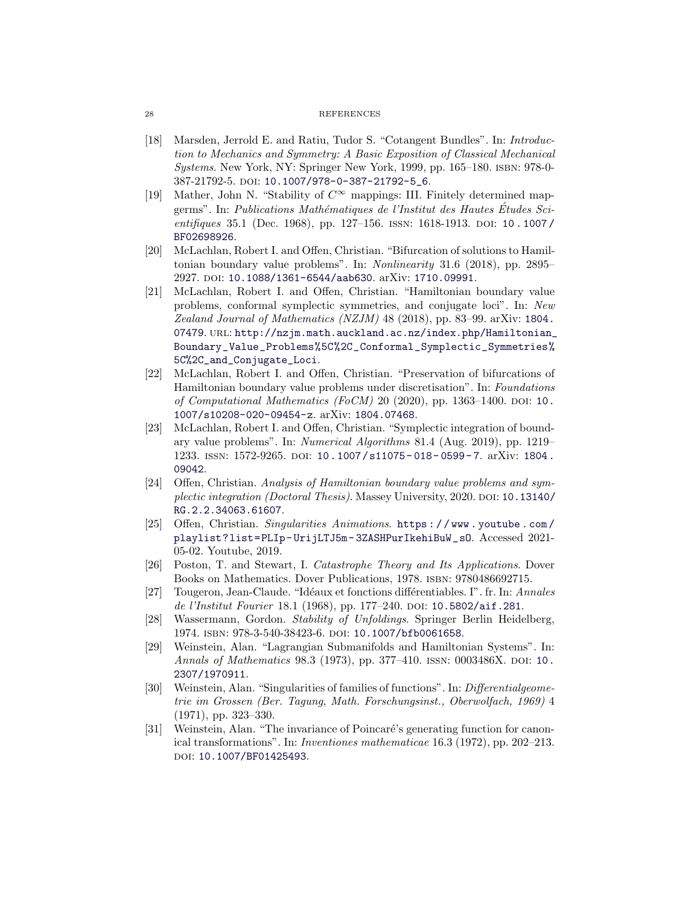[18] Marsden, Jerrold E. and Ratiu, Tudor S. "Cotangent Bundles". In: *Introduction to Mechanics and Symmetry: A Basic Exposition of Classical Mechanical Systems*. New York, NY: Springer New York, 1999, pp. 165–180. ISBN: 978-0-387-21792-5. DOI: 10.1007/978-0-387-21792-5_6.

[19] Mather, John N. "Stability of $C^\infty$ mappings: III. Finitely determined mapgerms". In: *Publications Mathématiques de l'Institut des Hautes Études Scientifiques* 35.1 (Dec. 1968), pp. 127–156. ISSN: 1618-1913. DOI: 10.1007/BF02698926.

[20] McLachlan, Robert I. and Offen, Christian. "Bifurcation of solutions to Hamiltonian boundary value problems". In: *Nonlinearity* 31.6 (2018), pp. 2895–2927. DOI: 10.1088/1361-6544/aab630. arXiv: 1710.09991.

[21] McLachlan, Robert I. and Offen, Christian. "Hamiltonian boundary value problems, conformal symplectic symmetries, and conjugate loci". In: *New Zealand Journal of Mathematics (NZJM)* 48 (2018), pp. 83–99. arXiv: 1804.07479. URL: http://nzjm.math.auckland.ac.nz/index.php/Hamiltonian_Boundary_Value_Problems%5C%2C_Conformal_Symplectic_Symmetries%5C%2C_and_Conjugate_Loci.

[22] McLachlan, Robert I. and Offen, Christian. "Preservation of bifurcations of Hamiltonian boundary value problems under discretisation". In: *Foundations of Computational Mathematics (FoCM)* 20 (2020), pp. 1363–1400. DOI: 10.1007/s10208-020-09454-z. arXiv: 1804.07468.

[23] McLachlan, Robert I. and Offen, Christian. "Symplectic integration of boundary value problems". In: *Numerical Algorithms* 81.4 (Aug. 2019), pp. 1219–1233. ISSN: 1572-9265. DOI: 10.1007/s11075-018-0599-7. arXiv: 1804.09042.

[24] Offen, Christian. *Analysis of Hamiltonian boundary value problems and symplectic integration (Doctoral Thesis)*. Massey University, 2020. DOI: 10.13140/RG.2.2.34063.61607.

[25] Offen, Christian. *Singularities Animations*. https://www.youtube.com/playlist?list=PLIp-UrijLTJ5m-3ZASHPurIkehiBuW_sO. Accessed 2021-05-02. Youtube, 2019.

[26] Poston, T. and Stewart, I. *Catastrophe Theory and Its Applications*. Dover Books on Mathematics. Dover Publications, 1978. ISBN: 9780486692715.

[27] Tougeron, Jean-Claude. "Idéaux et fonctions différentiables. I". fr. In: *Annales de l'Institut Fourier* 18.1 (1968), pp. 177–240. DOI: 10.5802/aif.281.

[28] Wassermann, Gordon. *Stability of Unfoldings*. Springer Berlin Heidelberg, 1974. ISBN: 978-3-540-38423-6. DOI: 10.1007/bfb0061658.

[29] Weinstein, Alan. "Lagrangian Submanifolds and Hamiltonian Systems". In: *Annals of Mathematics* 98.3 (1973), pp. 377–410. ISSN: 0003486X. DOI: 10.2307/1970911.

[30] Weinstein, Alan. "Singularities of families of functions". In: *Differentialgeometrie im Grossen (Ber. Tagung, Math. Forschungsinst., Oberwolfach, 1969)* 4 (1971), pp. 323–330.

[31] Weinstein, Alan. "The invariance of Poincaré's generating function for canonical transformations". In: *Inventiones mathematicae* 16.3 (1972), pp. 202–213. DOI: 10.1007/BF01425493.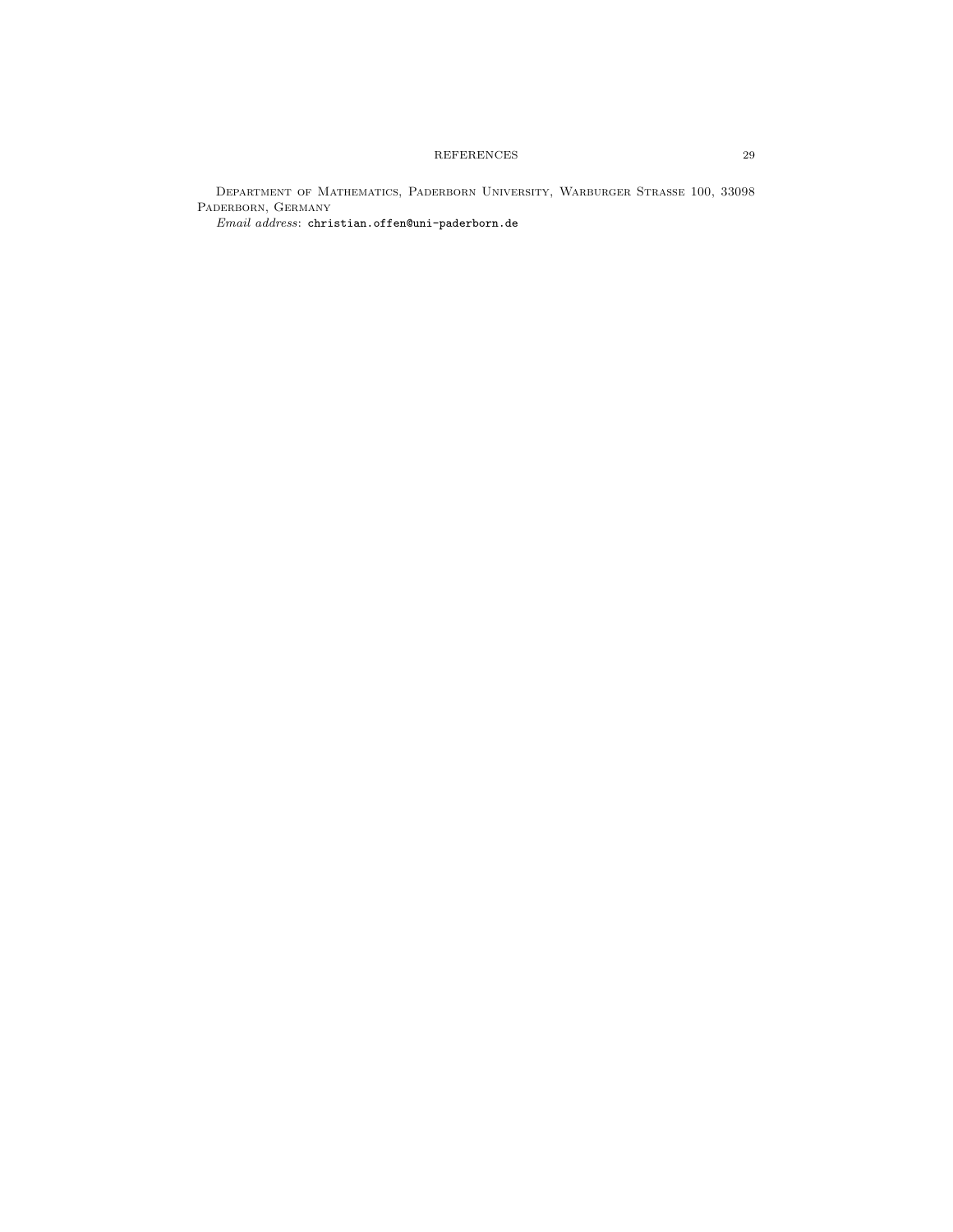Department of Mathematics, Paderborn University, Warburger Strasse 100, 33098 Paderborn, Germany

*Email address*: christian.offen@uni-paderborn.de